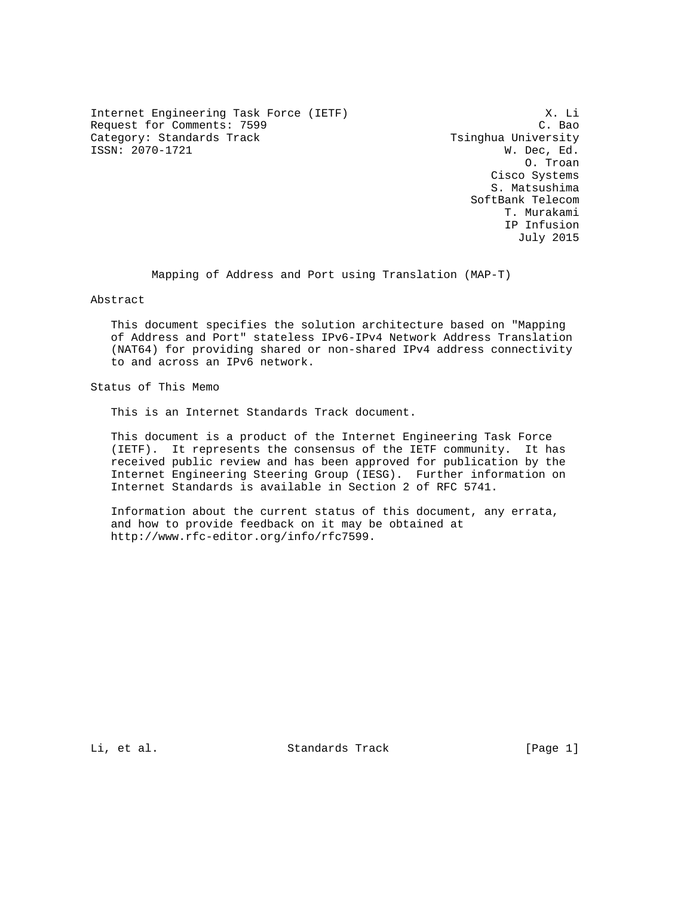Internet Engineering Task Force (IETF) X. Li
Request for Comments: 7599 C. Bao
Category: Standards Track Tsinghua University
ISSN: 2070-1721 W. Dec, Ed.
O. Troan
Cisco Systems
S. Matsushima
SoftBank Telecom
T. Murakami
IP Infusion
July 2015

# Mapping of Address and Port using Translation (MAP-T)

## Abstract

This document specifies the solution architecture based on "Mapping of Address and Port" stateless IPv6-IPv4 Network Address Translation (NAT64) for providing shared or non-shared IPv4 address connectivity to and across an IPv6 network.

## Status of This Memo

This is an Internet Standards Track document.

This document is a product of the Internet Engineering Task Force (IETF). It represents the consensus of the IETF community. It has received public review and has been approved for publication by the Internet Engineering Steering Group (IESG). Further information on Internet Standards is available in Section 2 of RFC 5741.

Information about the current status of this document, any errata, and how to provide feedback on it may be obtained at http://www.rfc-editor.org/info/rfc7599.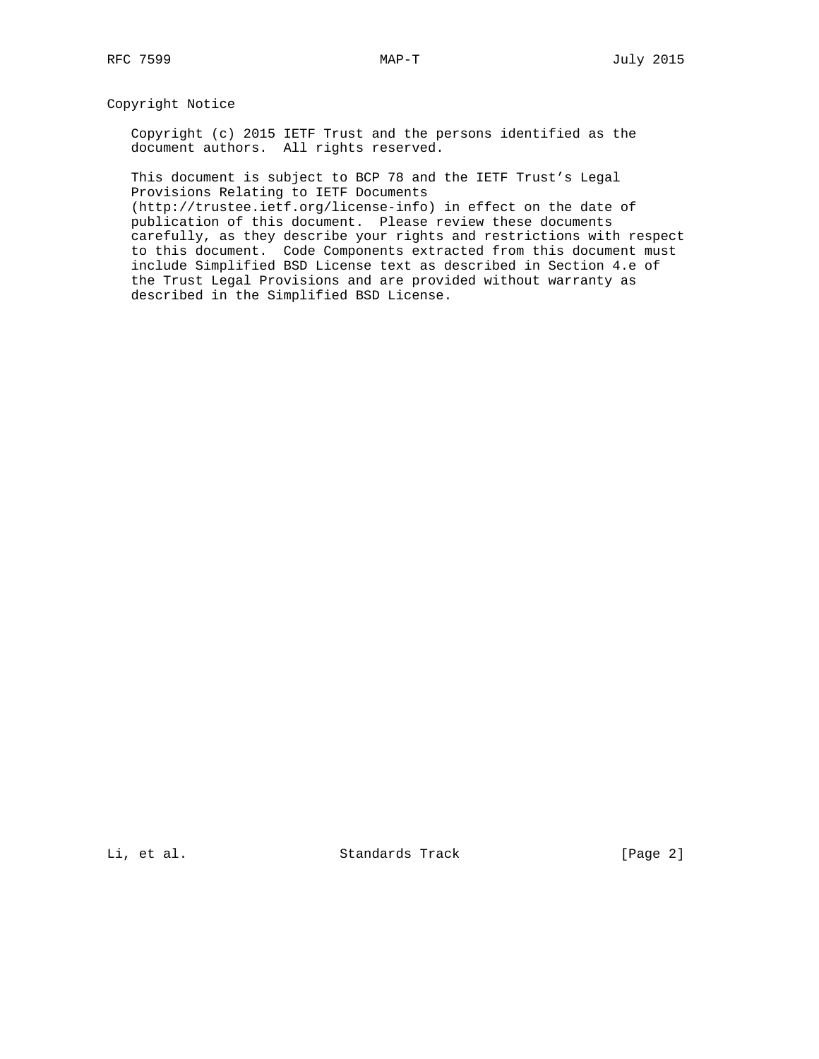## Copyright Notice

Copyright (c) 2015 IETF Trust and the persons identified as the document authors. All rights reserved.

This document is subject to BCP 78 and the IETF Trust's Legal Provisions Relating to IETF Documents (http://trustee.ietf.org/license-info) in effect on the date of publication of this document. Please review these documents carefully, as they describe your rights and restrictions with respect to this document. Code Components extracted from this document must include Simplified BSD License text as described in Section 4.e of the Trust Legal Provisions and are provided without warranty as described in the Simplified BSD License.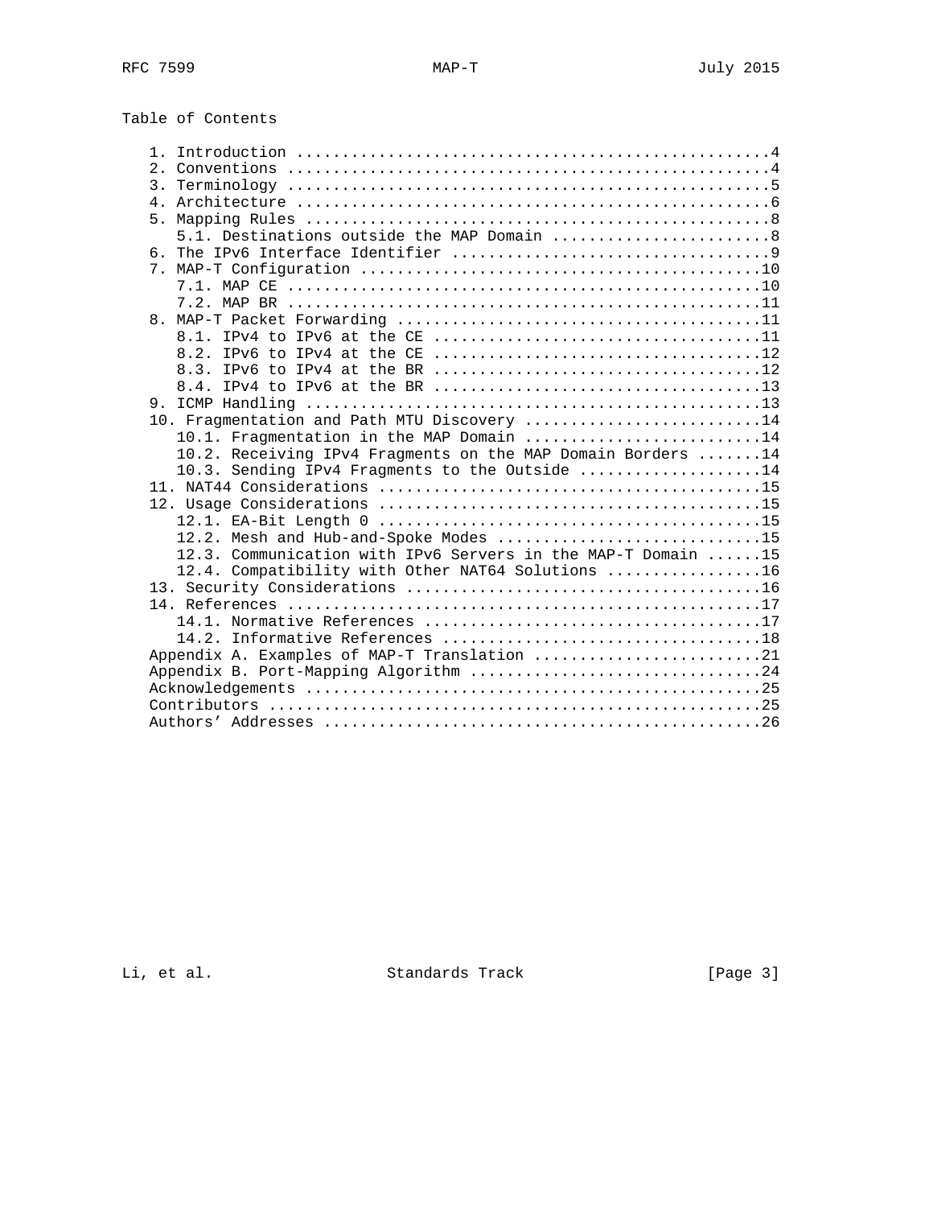Table of Contents

```
   1. Introduction ....................................................4
   2. Conventions .....................................................4
   3. Terminology .....................................................5
   4. Architecture ....................................................6
   5. Mapping Rules ...................................................8
      5.1. Destinations outside the MAP Domain ........................8
   6. The IPv6 Interface Identifier ...................................9
   7. MAP-T Configuration ............................................10
      7.1. MAP CE ....................................................10
      7.2. MAP BR ....................................................11
   8. MAP-T Packet Forwarding ........................................11
      8.1. IPv4 to IPv6 at the CE ....................................11
      8.2. IPv6 to IPv4 at the CE ....................................12
      8.3. IPv6 to IPv4 at the BR ....................................12
      8.4. IPv4 to IPv6 at the BR ....................................13
   9. ICMP Handling ..................................................13
   10. Fragmentation and Path MTU Discovery ..........................14
      10.1. Fragmentation in the MAP Domain ..........................14
      10.2. Receiving IPv4 Fragments on the MAP Domain Borders .......14
      10.3. Sending IPv4 Fragments to the Outside ....................14
   11. NAT44 Considerations ..........................................15
   12. Usage Considerations ..........................................15
      12.1. EA-Bit Length 0 ..........................................15
      12.2. Mesh and Hub-and-Spoke Modes .............................15
      12.3. Communication with IPv6 Servers in the MAP-T Domain ......15
      12.4. Compatibility with Other NAT64 Solutions .................16
   13. Security Considerations .......................................16
   14. References ....................................................17
      14.1. Normative References .....................................17
      14.2. Informative References ...................................18
   Appendix A. Examples of MAP-T Translation .........................21
   Appendix B. Port-Mapping Algorithm ................................24
   Acknowledgements ..................................................25
   Contributors ......................................................25
   Authors' Addresses ................................................26
```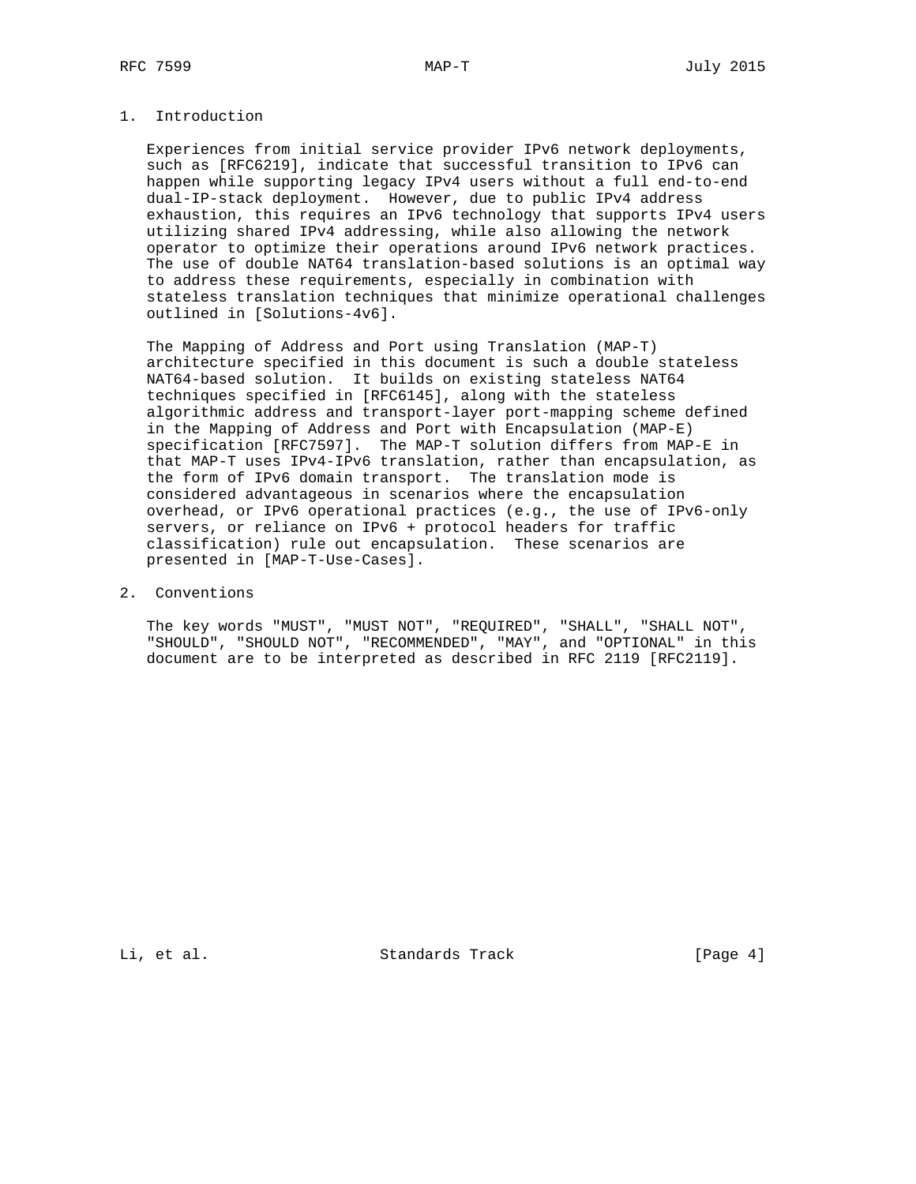# 1. Introduction

Experiences from initial service provider IPv6 network deployments, such as [RFC6219], indicate that successful transition to IPv6 can happen while supporting legacy IPv4 users without a full end-to-end dual-IP-stack deployment. However, due to public IPv4 address exhaustion, this requires an IPv6 technology that supports IPv4 users utilizing shared IPv4 addressing, while also allowing the network operator to optimize their operations around IPv6 network practices. The use of double NAT64 translation-based solutions is an optimal way to address these requirements, especially in combination with stateless translation techniques that minimize operational challenges outlined in [Solutions-4v6].

The Mapping of Address and Port using Translation (MAP-T) architecture specified in this document is such a double stateless NAT64-based solution. It builds on existing stateless NAT64 techniques specified in [RFC6145], along with the stateless algorithmic address and transport-layer port-mapping scheme defined in the Mapping of Address and Port with Encapsulation (MAP-E) specification [RFC7597]. The MAP-T solution differs from MAP-E in that MAP-T uses IPv4-IPv6 translation, rather than encapsulation, as the form of IPv6 domain transport. The translation mode is considered advantageous in scenarios where the encapsulation overhead, or IPv6 operational practices (e.g., the use of IPv6-only servers, or reliance on IPv6 + protocol headers for traffic classification) rule out encapsulation. These scenarios are presented in [MAP-T-Use-Cases].

# 2. Conventions

The key words "MUST", "MUST NOT", "REQUIRED", "SHALL", "SHALL NOT", "SHOULD", "SHOULD NOT", "RECOMMENDED", "MAY", and "OPTIONAL" in this document are to be interpreted as described in RFC 2119 [RFC2119].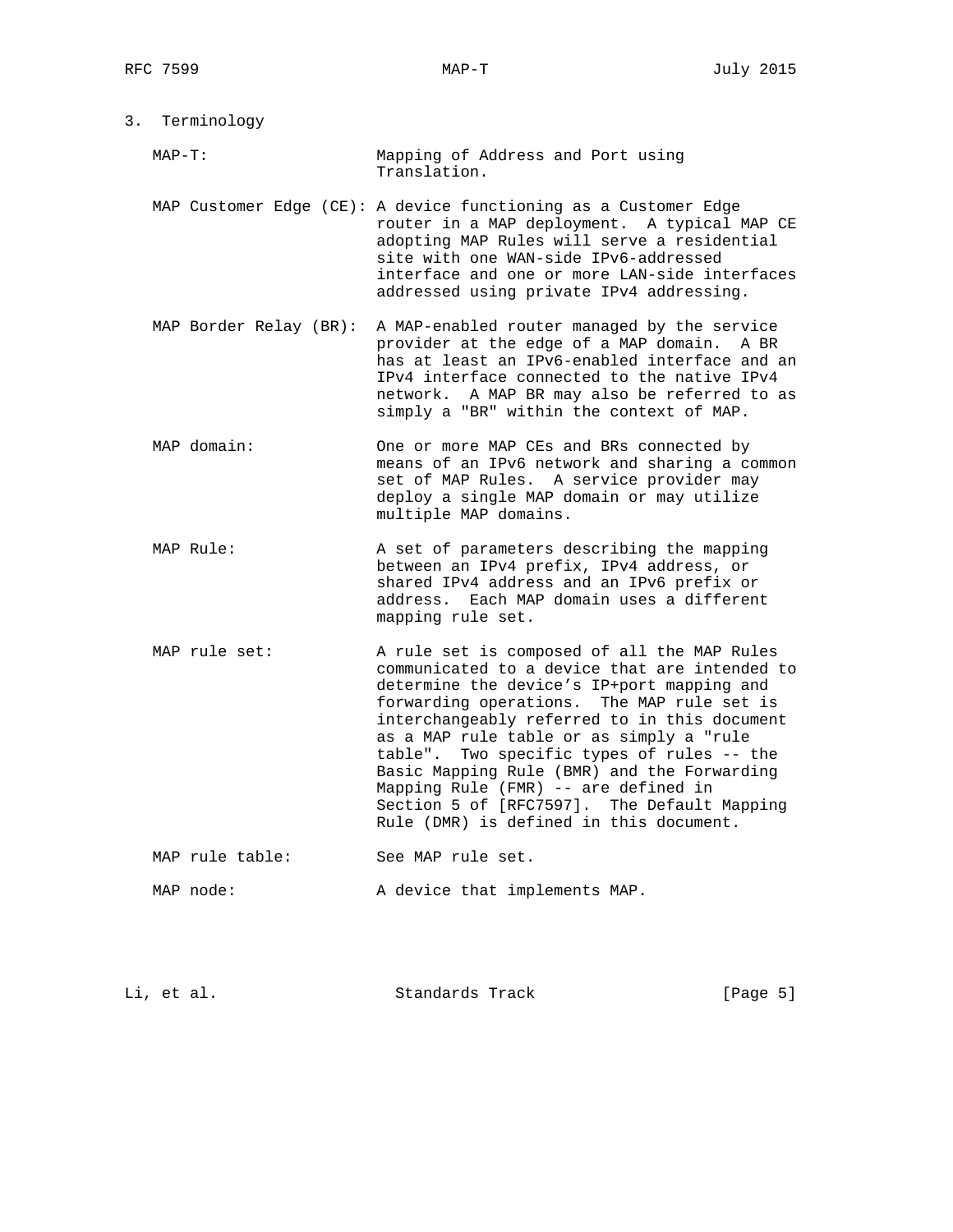## 3. Terminology

**MAP-T:** Mapping of Address and Port using Translation.

**MAP Customer Edge (CE):** A device functioning as a Customer Edge router in a MAP deployment. A typical MAP CE adopting MAP Rules will serve a residential site with one WAN-side IPv6-addressed interface and one or more LAN-side interfaces addressed using private IPv4 addressing.

**MAP Border Relay (BR):** A MAP-enabled router managed by the service provider at the edge of a MAP domain. A BR has at least an IPv6-enabled interface and an IPv4 interface connected to the native IPv4 network. A MAP BR may also be referred to as simply a "BR" within the context of MAP.

**MAP domain:** One or more MAP CEs and BRs connected by means of an IPv6 network and sharing a common set of MAP Rules. A service provider may deploy a single MAP domain or may utilize multiple MAP domains.

**MAP Rule:** A set of parameters describing the mapping between an IPv4 prefix, IPv4 address, or shared IPv4 address and an IPv6 prefix or address. Each MAP domain uses a different mapping rule set.

**MAP rule set:** A rule set is composed of all the MAP Rules communicated to a device that are intended to determine the device's IP+port mapping and forwarding operations. The MAP rule set is interchangeably referred to in this document as a MAP rule table or as simply a "rule table". Two specific types of rules -- the Basic Mapping Rule (BMR) and the Forwarding Mapping Rule (FMR) -- are defined in Section 5 of [RFC7597]. The Default Mapping Rule (DMR) is defined in this document.

**MAP rule table:** See MAP rule set.

**MAP node:** A device that implements MAP.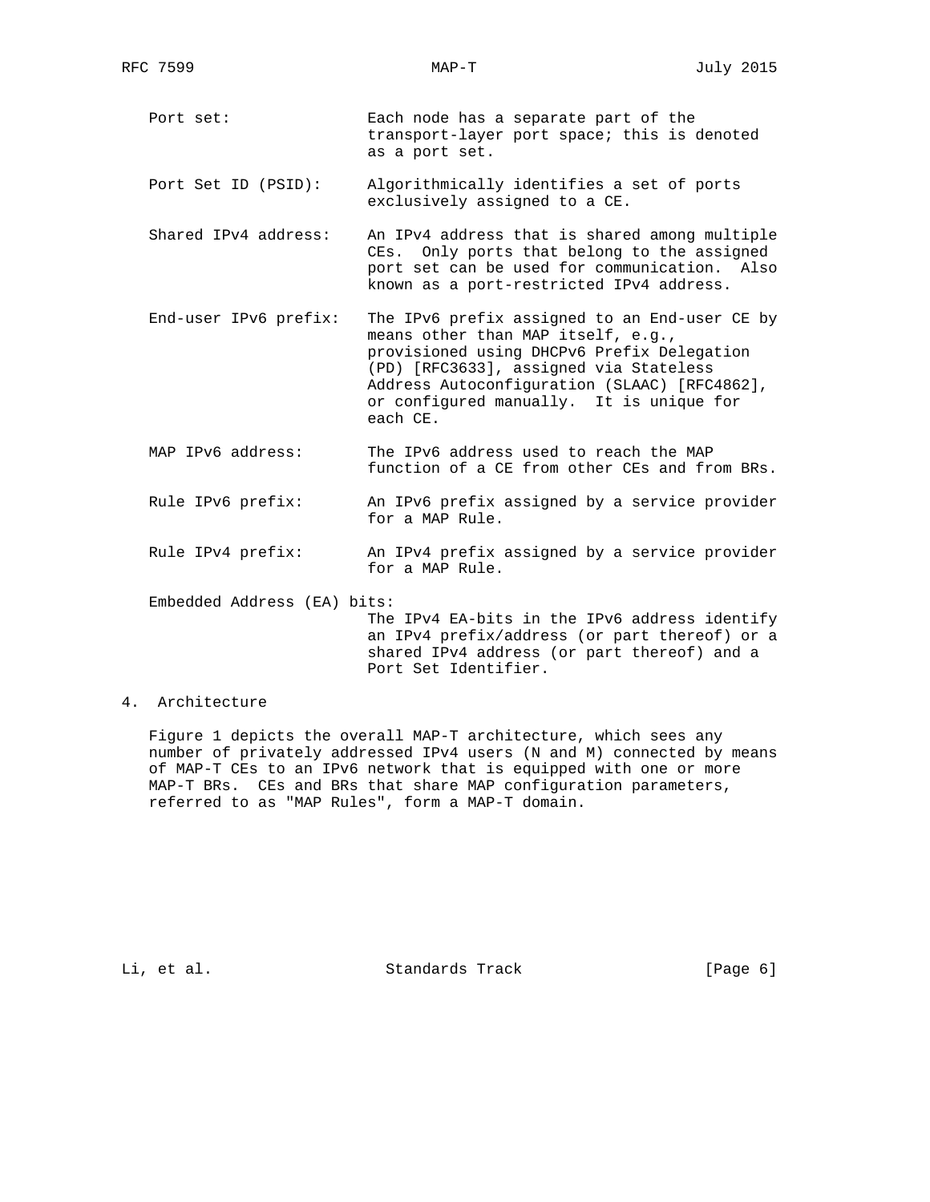Port set: Each node has a separate part of the transport-layer port space; this is denoted as a port set.

Port Set ID (PSID): Algorithmically identifies a set of ports exclusively assigned to a CE.

Shared IPv4 address: An IPv4 address that is shared among multiple CEs. Only ports that belong to the assigned port set can be used for communication. Also known as a port-restricted IPv4 address.

End-user IPv6 prefix: The IPv6 prefix assigned to an End-user CE by means other than MAP itself, e.g., provisioned using DHCPv6 Prefix Delegation (PD) [RFC3633], assigned via Stateless Address Autoconfiguration (SLAAC) [RFC4862], or configured manually. It is unique for each CE.

MAP IPv6 address: The IPv6 address used to reach the MAP function of a CE from other CEs and from BRs.

Rule IPv6 prefix: An IPv6 prefix assigned by a service provider for a MAP Rule.

Rule IPv4 prefix: An IPv4 prefix assigned by a service provider for a MAP Rule.

Embedded Address (EA) bits: The IPv4 EA-bits in the IPv6 address identify an IPv4 prefix/address (or part thereof) or a shared IPv4 address (or part thereof) and a Port Set Identifier.

## 4. Architecture

Figure 1 depicts the overall MAP-T architecture, which sees any number of privately addressed IPv4 users (N and M) connected by means of MAP-T CEs to an IPv6 network that is equipped with one or more MAP-T BRs. CEs and BRs that share MAP configuration parameters, referred to as "MAP Rules", form a MAP-T domain.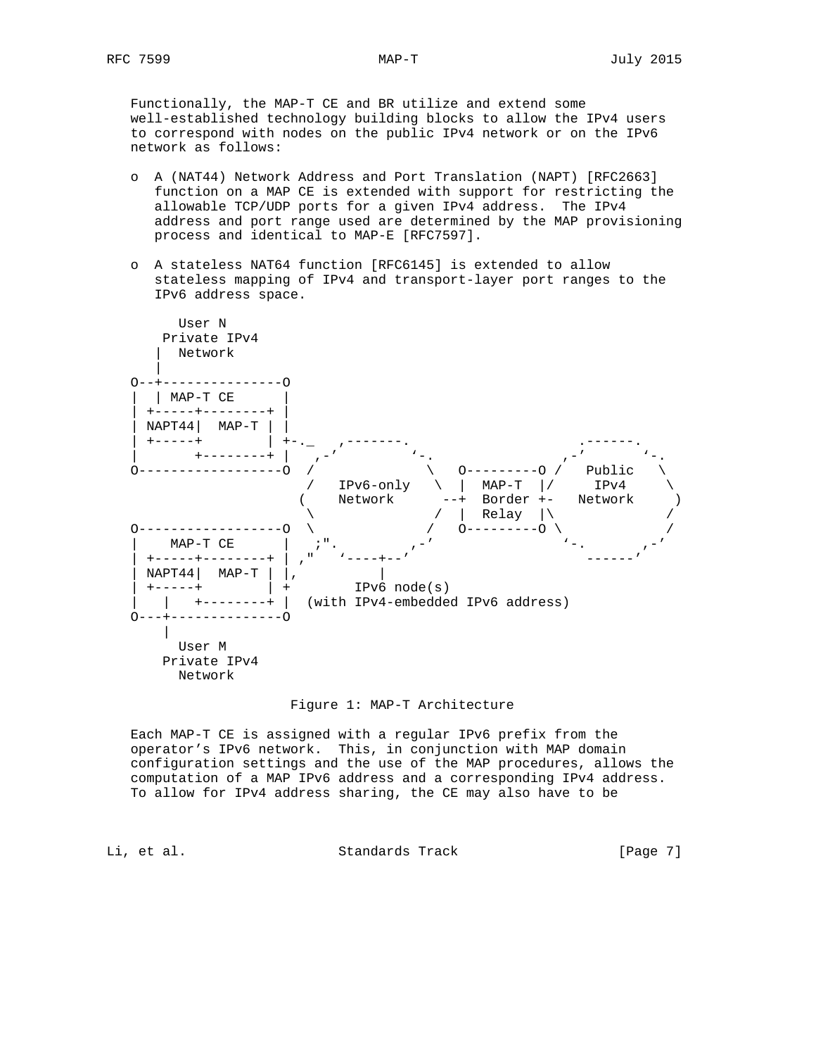Functionally, the MAP-T CE and BR utilize and extend some well-established technology building blocks to allow the IPv4 users to correspond with nodes on the public IPv4 network or on the IPv6 network as follows:

- A (NAT44) Network Address and Port Translation (NAPT) [RFC2663] function on a MAP CE is extended with support for restricting the allowable TCP/UDP ports for a given IPv4 address. The IPv4 address and port range used are determined by the MAP provisioning process and identical to MAP-E [RFC7597].

- A stateless NAT64 function [RFC6145] is extended to allow stateless mapping of IPv4 and transport-layer port ranges to the IPv6 address space.

```
       User N
     Private IPv4
    |  Network
    |
 O--+---------------O
 |  | MAP-T CE      |
 | +-----+--------+ |
 | NAPT44|  MAP-T | |
 | +-----+        | +-._   ,-------.                     .------.
 |       +--------+ |   ,-'         `-.                ,-'        `-.
 O------------------O  /               \   O---------O /   Public   \
                      /   IPv6-only     \  |  MAP-T  |/     IPv4     \
                     (    Network      --+  Border +-   Network      )
                      \               /  |  Relay  |\               /
 O------------------O  \             /   O---------O \             /
 |    MAP-T CE      |   ;".       ,-'                 `-.       ,-'
 | +-----+--------+ | ,"   `----+--'                     ------'
 | NAPT44|  MAP-T | |,          |
 | +-----+        | +        IPv6 node(s)
 |   |   +--------+ |  (with IPv4-embedded IPv6 address)
 O---+--------------O
     |
       User M
     Private IPv4
       Network
```

Figure 1: MAP-T Architecture

Each MAP-T CE is assigned with a regular IPv6 prefix from the operator's IPv6 network. This, in conjunction with MAP domain configuration settings and the use of the MAP procedures, allows the computation of a MAP IPv6 address and a corresponding IPv4 address. To allow for IPv4 address sharing, the CE may also have to be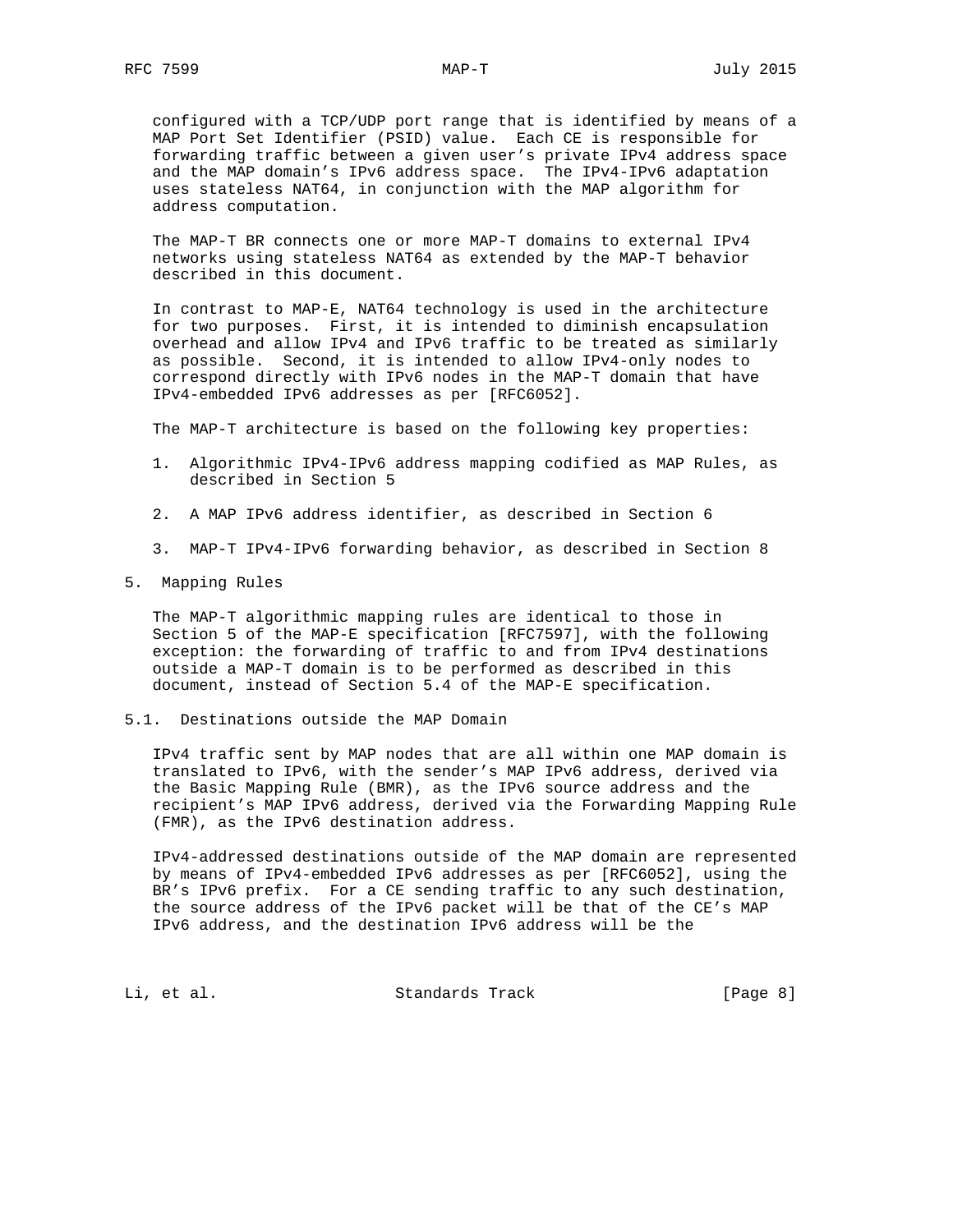configured with a TCP/UDP port range that is identified by means of a MAP Port Set Identifier (PSID) value. Each CE is responsible for forwarding traffic between a given user's private IPv4 address space and the MAP domain's IPv6 address space. The IPv4-IPv6 adaptation uses stateless NAT64, in conjunction with the MAP algorithm for address computation.

The MAP-T BR connects one or more MAP-T domains to external IPv4 networks using stateless NAT64 as extended by the MAP-T behavior described in this document.

In contrast to MAP-E, NAT64 technology is used in the architecture for two purposes. First, it is intended to diminish encapsulation overhead and allow IPv4 and IPv6 traffic to be treated as similarly as possible. Second, it is intended to allow IPv4-only nodes to correspond directly with IPv6 nodes in the MAP-T domain that have IPv4-embedded IPv6 addresses as per [RFC6052].

The MAP-T architecture is based on the following key properties:

1. Algorithmic IPv4-IPv6 address mapping codified as MAP Rules, as described in Section 5

2. A MAP IPv6 address identifier, as described in Section 6

3. MAP-T IPv4-IPv6 forwarding behavior, as described in Section 8

## 5. Mapping Rules

The MAP-T algorithmic mapping rules are identical to those in Section 5 of the MAP-E specification [RFC7597], with the following exception: the forwarding of traffic to and from IPv4 destinations outside a MAP-T domain is to be performed as described in this document, instead of Section 5.4 of the MAP-E specification.

### 5.1. Destinations outside the MAP Domain

IPv4 traffic sent by MAP nodes that are all within one MAP domain is translated to IPv6, with the sender's MAP IPv6 address, derived via the Basic Mapping Rule (BMR), as the IPv6 source address and the recipient's MAP IPv6 address, derived via the Forwarding Mapping Rule (FMR), as the IPv6 destination address.

IPv4-addressed destinations outside of the MAP domain are represented by means of IPv4-embedded IPv6 addresses as per [RFC6052], using the BR's IPv6 prefix. For a CE sending traffic to any such destination, the source address of the IPv6 packet will be that of the CE's MAP IPv6 address, and the destination IPv6 address will be the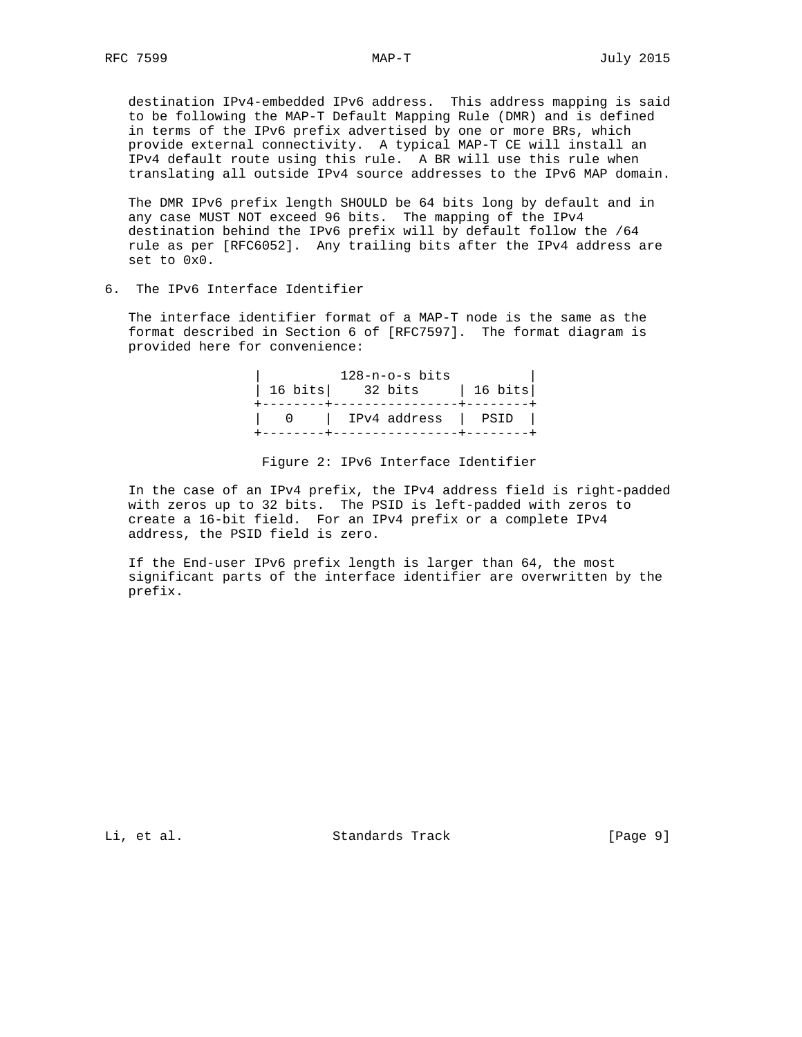destination IPv4-embedded IPv6 address. This address mapping is said to be following the MAP-T Default Mapping Rule (DMR) and is defined in terms of the IPv6 prefix advertised by one or more BRs, which provide external connectivity. A typical MAP-T CE will install an IPv4 default route using this rule. A BR will use this rule when translating all outside IPv4 source addresses to the IPv6 MAP domain.

The DMR IPv6 prefix length SHOULD be 64 bits long by default and in any case MUST NOT exceed 96 bits. The mapping of the IPv4 destination behind the IPv6 prefix will by default follow the /64 rule as per [RFC6052]. Any trailing bits after the IPv4 address are set to 0x0.

## 6. The IPv6 Interface Identifier

The interface identifier format of a MAP-T node is the same as the format described in Section 6 of [RFC7597]. The format diagram is provided here for convenience:

```
|          128-n-o-s bits          |
| 16 bits|    32 bits     | 16 bits|
+--------+----------------+--------+
|   0    |  IPv4 address  |  PSID  |
+--------+----------------+--------+
```

Figure 2: IPv6 Interface Identifier

In the case of an IPv4 prefix, the IPv4 address field is right-padded with zeros up to 32 bits. The PSID is left-padded with zeros to create a 16-bit field. For an IPv4 prefix or a complete IPv4 address, the PSID field is zero.

If the End-user IPv6 prefix length is larger than 64, the most significant parts of the interface identifier are overwritten by the prefix.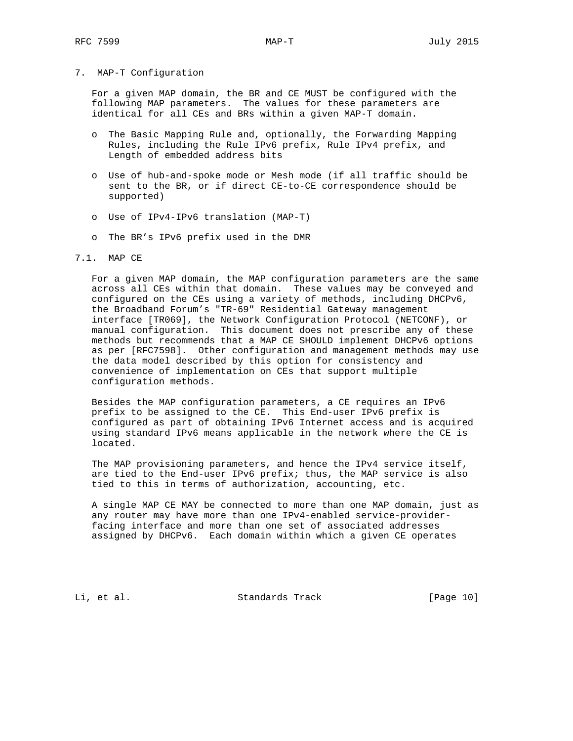## 7. MAP-T Configuration

For a given MAP domain, the BR and CE MUST be configured with the following MAP parameters. The values for these parameters are identical for all CEs and BRs within a given MAP-T domain.

- The Basic Mapping Rule and, optionally, the Forwarding Mapping Rules, including the Rule IPv6 prefix, Rule IPv4 prefix, and Length of embedded address bits
- Use of hub-and-spoke mode or Mesh mode (if all traffic should be sent to the BR, or if direct CE-to-CE correspondence should be supported)
- Use of IPv4-IPv6 translation (MAP-T)
- The BR's IPv6 prefix used in the DMR

### 7.1. MAP CE

For a given MAP domain, the MAP configuration parameters are the same across all CEs within that domain. These values may be conveyed and configured on the CEs using a variety of methods, including DHCPv6, the Broadband Forum's "TR-69" Residential Gateway management interface [TR069], the Network Configuration Protocol (NETCONF), or manual configuration. This document does not prescribe any of these methods but recommends that a MAP CE SHOULD implement DHCPv6 options as per [RFC7598]. Other configuration and management methods may use the data model described by this option for consistency and convenience of implementation on CEs that support multiple configuration methods.

Besides the MAP configuration parameters, a CE requires an IPv6 prefix to be assigned to the CE. This End-user IPv6 prefix is configured as part of obtaining IPv6 Internet access and is acquired using standard IPv6 means applicable in the network where the CE is located.

The MAP provisioning parameters, and hence the IPv4 service itself, are tied to the End-user IPv6 prefix; thus, the MAP service is also tied to this in terms of authorization, accounting, etc.

A single MAP CE MAY be connected to more than one MAP domain, just as any router may have more than one IPv4-enabled service-provider-facing interface and more than one set of associated addresses assigned by DHCPv6. Each domain within which a given CE operates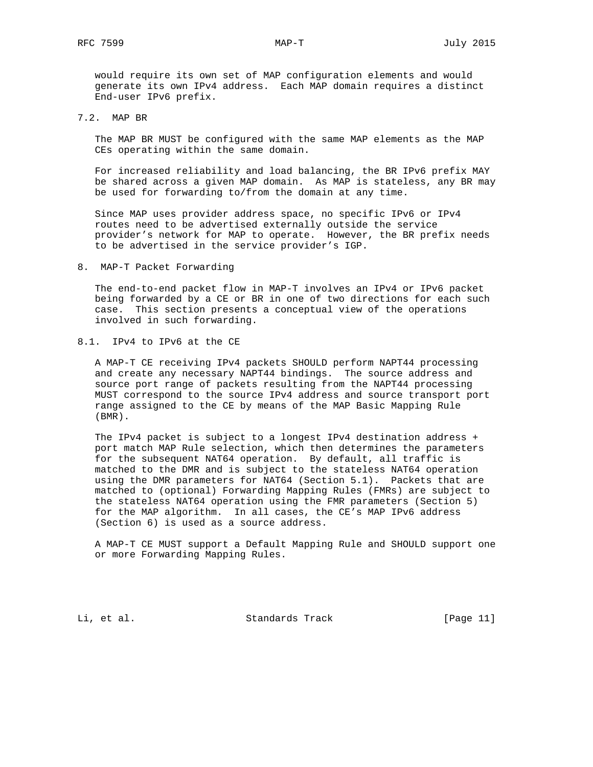would require its own set of MAP configuration elements and would generate its own IPv4 address. Each MAP domain requires a distinct End-user IPv6 prefix.

## 7.2. MAP BR

The MAP BR MUST be configured with the same MAP elements as the MAP CEs operating within the same domain.

For increased reliability and load balancing, the BR IPv6 prefix MAY be shared across a given MAP domain. As MAP is stateless, any BR may be used for forwarding to/from the domain at any time.

Since MAP uses provider address space, no specific IPv6 or IPv4 routes need to be advertised externally outside the service provider's network for MAP to operate. However, the BR prefix needs to be advertised in the service provider's IGP.

# 8. MAP-T Packet Forwarding

The end-to-end packet flow in MAP-T involves an IPv4 or IPv6 packet being forwarded by a CE or BR in one of two directions for each such case. This section presents a conceptual view of the operations involved in such forwarding.

## 8.1. IPv4 to IPv6 at the CE

A MAP-T CE receiving IPv4 packets SHOULD perform NAPT44 processing and create any necessary NAPT44 bindings. The source address and source port range of packets resulting from the NAPT44 processing MUST correspond to the source IPv4 address and source transport port range assigned to the CE by means of the MAP Basic Mapping Rule (BMR).

The IPv4 packet is subject to a longest IPv4 destination address + port match MAP Rule selection, which then determines the parameters for the subsequent NAT64 operation. By default, all traffic is matched to the DMR and is subject to the stateless NAT64 operation using the DMR parameters for NAT64 (Section 5.1). Packets that are matched to (optional) Forwarding Mapping Rules (FMRs) are subject to the stateless NAT64 operation using the FMR parameters (Section 5) for the MAP algorithm. In all cases, the CE's MAP IPv6 address (Section 6) is used as a source address.

A MAP-T CE MUST support a Default Mapping Rule and SHOULD support one or more Forwarding Mapping Rules.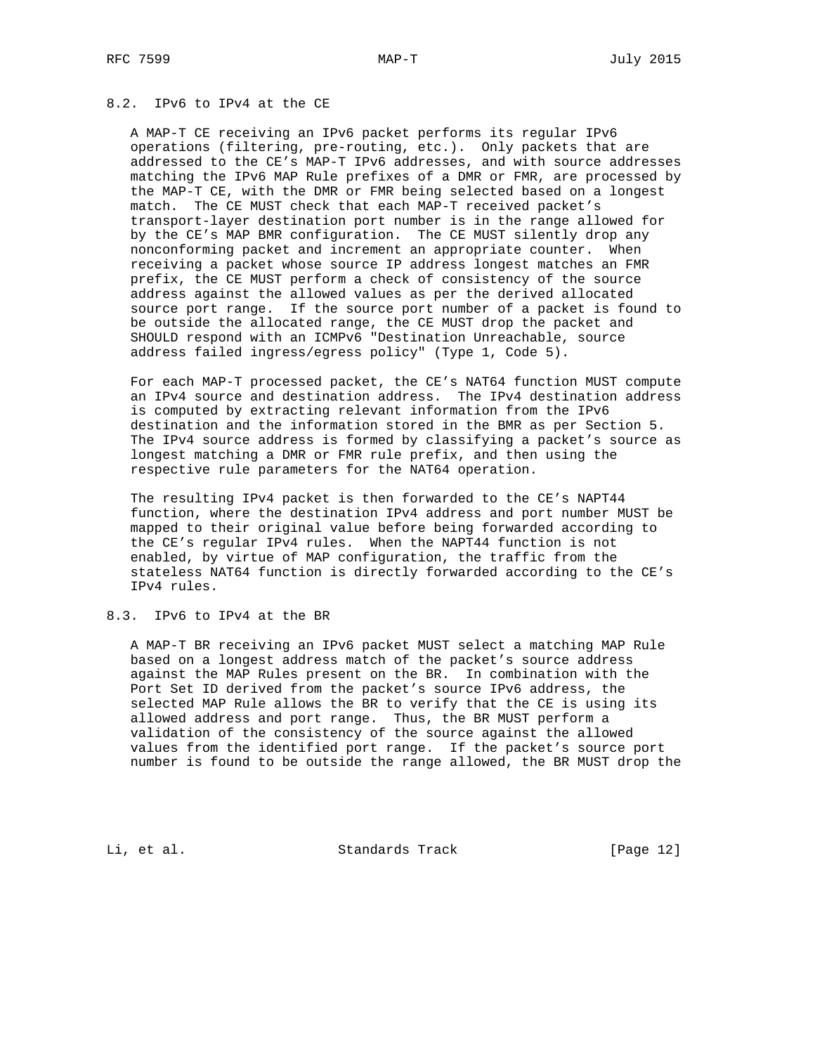## 8.2. IPv6 to IPv4 at the CE

A MAP-T CE receiving an IPv6 packet performs its regular IPv6 operations (filtering, pre-routing, etc.). Only packets that are addressed to the CE's MAP-T IPv6 addresses, and with source addresses matching the IPv6 MAP Rule prefixes of a DMR or FMR, are processed by the MAP-T CE, with the DMR or FMR being selected based on a longest match. The CE MUST check that each MAP-T received packet's transport-layer destination port number is in the range allowed for by the CE's MAP BMR configuration. The CE MUST silently drop any nonconforming packet and increment an appropriate counter. When receiving a packet whose source IP address longest matches an FMR prefix, the CE MUST perform a check of consistency of the source address against the allowed values as per the derived allocated source port range. If the source port number of a packet is found to be outside the allocated range, the CE MUST drop the packet and SHOULD respond with an ICMPv6 "Destination Unreachable, source address failed ingress/egress policy" (Type 1, Code 5).

For each MAP-T processed packet, the CE's NAT64 function MUST compute an IPv4 source and destination address. The IPv4 destination address is computed by extracting relevant information from the IPv6 destination and the information stored in the BMR as per Section 5. The IPv4 source address is formed by classifying a packet's source as longest matching a DMR or FMR rule prefix, and then using the respective rule parameters for the NAT64 operation.

The resulting IPv4 packet is then forwarded to the CE's NAPT44 function, where the destination IPv4 address and port number MUST be mapped to their original value before being forwarded according to the CE's regular IPv4 rules. When the NAPT44 function is not enabled, by virtue of MAP configuration, the traffic from the stateless NAT64 function is directly forwarded according to the CE's IPv4 rules.

## 8.3. IPv6 to IPv4 at the BR

A MAP-T BR receiving an IPv6 packet MUST select a matching MAP Rule based on a longest address match of the packet's source address against the MAP Rules present on the BR. In combination with the Port Set ID derived from the packet's source IPv6 address, the selected MAP Rule allows the BR to verify that the CE is using its allowed address and port range. Thus, the BR MUST perform a validation of the consistency of the source against the allowed values from the identified port range. If the packet's source port number is found to be outside the range allowed, the BR MUST drop the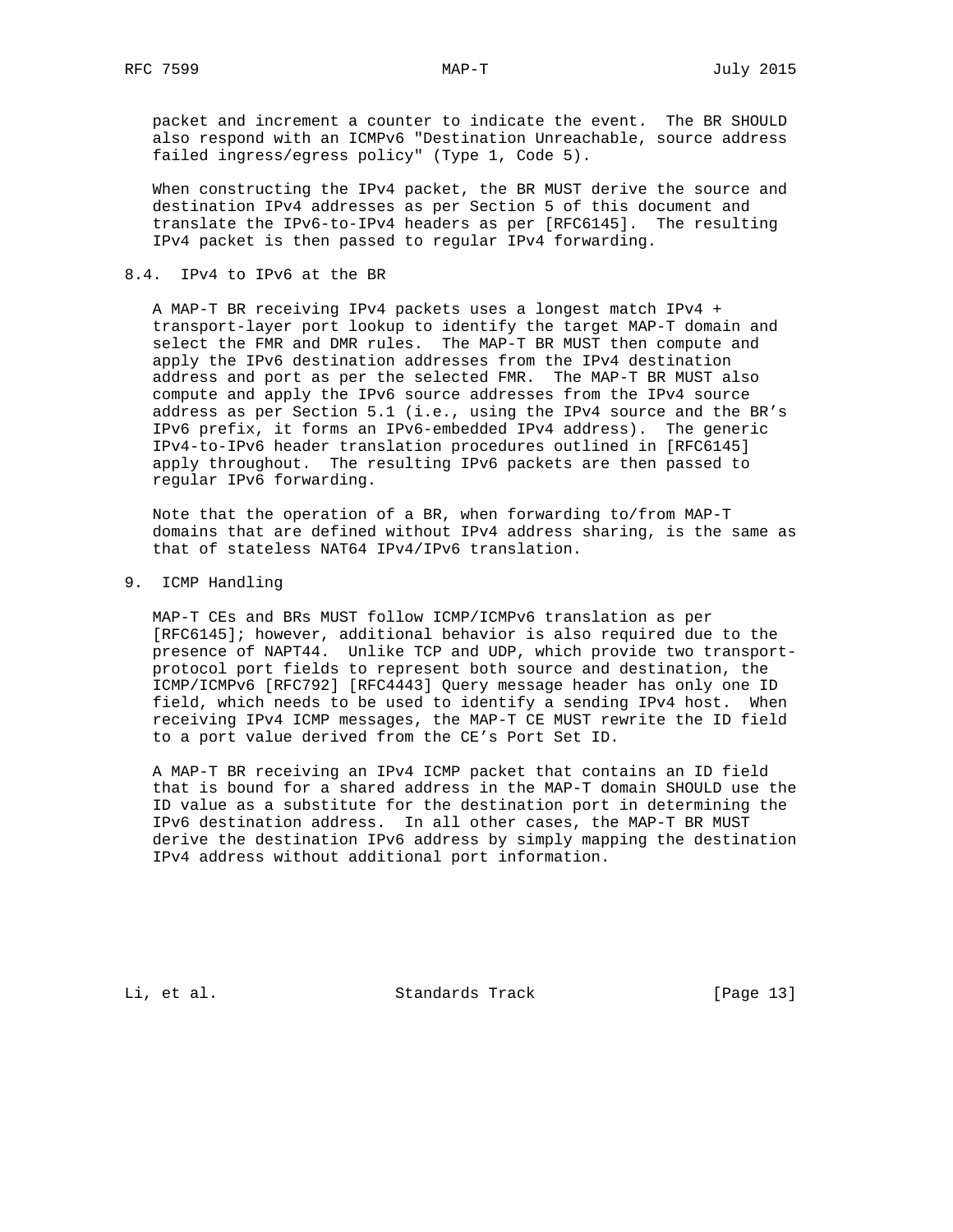packet and increment a counter to indicate the event. The BR SHOULD also respond with an ICMPv6 "Destination Unreachable, source address failed ingress/egress policy" (Type 1, Code 5).

When constructing the IPv4 packet, the BR MUST derive the source and destination IPv4 addresses as per Section 5 of this document and translate the IPv6-to-IPv4 headers as per [RFC6145]. The resulting IPv4 packet is then passed to regular IPv4 forwarding.

### 8.4. IPv4 to IPv6 at the BR

A MAP-T BR receiving IPv4 packets uses a longest match IPv4 + transport-layer port lookup to identify the target MAP-T domain and select the FMR and DMR rules. The MAP-T BR MUST then compute and apply the IPv6 destination addresses from the IPv4 destination address and port as per the selected FMR. The MAP-T BR MUST also compute and apply the IPv6 source addresses from the IPv4 source address as per Section 5.1 (i.e., using the IPv4 source and the BR's IPv6 prefix, it forms an IPv6-embedded IPv4 address). The generic IPv4-to-IPv6 header translation procedures outlined in [RFC6145] apply throughout. The resulting IPv6 packets are then passed to regular IPv6 forwarding.

Note that the operation of a BR, when forwarding to/from MAP-T domains that are defined without IPv4 address sharing, is the same as that of stateless NAT64 IPv4/IPv6 translation.

## 9. ICMP Handling

MAP-T CEs and BRs MUST follow ICMP/ICMPv6 translation as per [RFC6145]; however, additional behavior is also required due to the presence of NAPT44. Unlike TCP and UDP, which provide two transport-protocol port fields to represent both source and destination, the ICMP/ICMPv6 [RFC792] [RFC4443] Query message header has only one ID field, which needs to be used to identify a sending IPv4 host. When receiving IPv4 ICMP messages, the MAP-T CE MUST rewrite the ID field to a port value derived from the CE's Port Set ID.

A MAP-T BR receiving an IPv4 ICMP packet that contains an ID field that is bound for a shared address in the MAP-T domain SHOULD use the ID value as a substitute for the destination port in determining the IPv6 destination address. In all other cases, the MAP-T BR MUST derive the destination IPv6 address by simply mapping the destination IPv4 address without additional port information.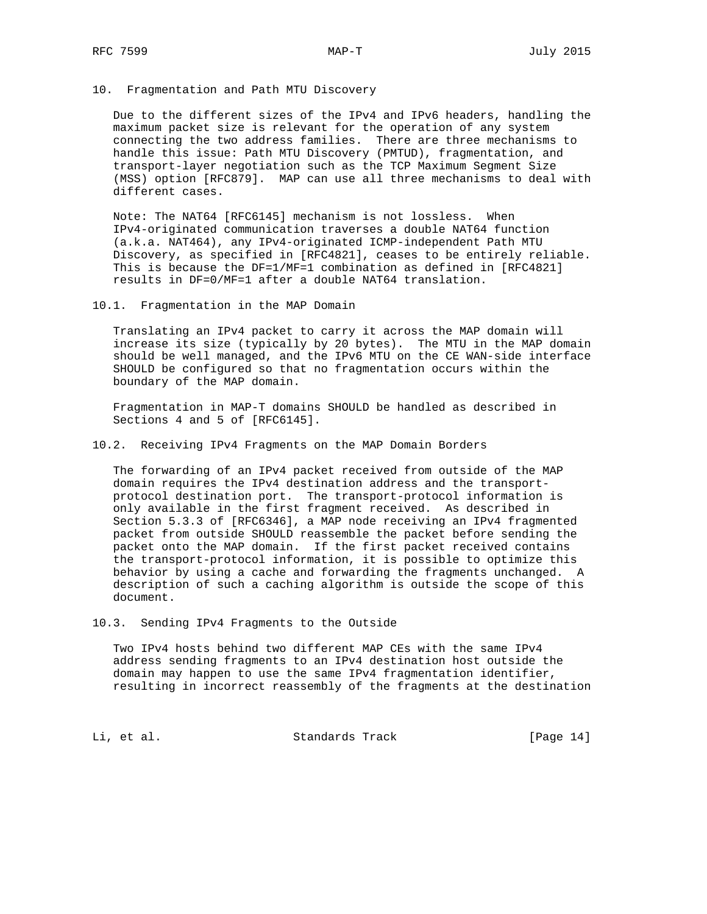## 10. Fragmentation and Path MTU Discovery

Due to the different sizes of the IPv4 and IPv6 headers, handling the maximum packet size is relevant for the operation of any system connecting the two address families. There are three mechanisms to handle this issue: Path MTU Discovery (PMTUD), fragmentation, and transport-layer negotiation such as the TCP Maximum Segment Size (MSS) option [RFC879]. MAP can use all three mechanisms to deal with different cases.

Note: The NAT64 [RFC6145] mechanism is not lossless. When IPv4-originated communication traverses a double NAT64 function (a.k.a. NAT464), any IPv4-originated ICMP-independent Path MTU Discovery, as specified in [RFC4821], ceases to be entirely reliable. This is because the DF=1/MF=1 combination as defined in [RFC4821] results in DF=0/MF=1 after a double NAT64 translation.

### 10.1. Fragmentation in the MAP Domain

Translating an IPv4 packet to carry it across the MAP domain will increase its size (typically by 20 bytes). The MTU in the MAP domain should be well managed, and the IPv6 MTU on the CE WAN-side interface SHOULD be configured so that no fragmentation occurs within the boundary of the MAP domain.

Fragmentation in MAP-T domains SHOULD be handled as described in Sections 4 and 5 of [RFC6145].

### 10.2. Receiving IPv4 Fragments on the MAP Domain Borders

The forwarding of an IPv4 packet received from outside of the MAP domain requires the IPv4 destination address and the transport-protocol destination port. The transport-protocol information is only available in the first fragment received. As described in Section 5.3.3 of [RFC6346], a MAP node receiving an IPv4 fragmented packet from outside SHOULD reassemble the packet before sending the packet onto the MAP domain. If the first packet received contains the transport-protocol information, it is possible to optimize this behavior by using a cache and forwarding the fragments unchanged. A description of such a caching algorithm is outside the scope of this document.

### 10.3. Sending IPv4 Fragments to the Outside

Two IPv4 hosts behind two different MAP CEs with the same IPv4 address sending fragments to an IPv4 destination host outside the domain may happen to use the same IPv4 fragmentation identifier, resulting in incorrect reassembly of the fragments at the destination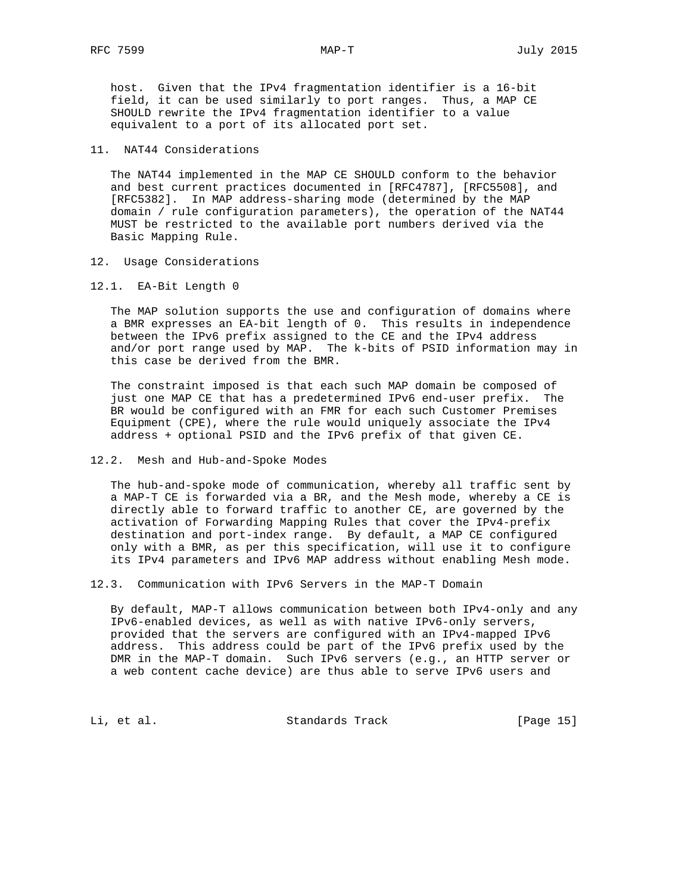host. Given that the IPv4 fragmentation identifier is a 16-bit field, it can be used similarly to port ranges. Thus, a MAP CE SHOULD rewrite the IPv4 fragmentation identifier to a value equivalent to a port of its allocated port set.

## 11. NAT44 Considerations

The NAT44 implemented in the MAP CE SHOULD conform to the behavior and best current practices documented in [RFC4787], [RFC5508], and [RFC5382]. In MAP address-sharing mode (determined by the MAP domain / rule configuration parameters), the operation of the NAT44 MUST be restricted to the available port numbers derived via the Basic Mapping Rule.

## 12. Usage Considerations

### 12.1. EA-Bit Length 0

The MAP solution supports the use and configuration of domains where a BMR expresses an EA-bit length of 0. This results in independence between the IPv6 prefix assigned to the CE and the IPv4 address and/or port range used by MAP. The k-bits of PSID information may in this case be derived from the BMR.

The constraint imposed is that each such MAP domain be composed of just one MAP CE that has a predetermined IPv6 end-user prefix. The BR would be configured with an FMR for each such Customer Premises Equipment (CPE), where the rule would uniquely associate the IPv4 address + optional PSID and the IPv6 prefix of that given CE.

### 12.2. Mesh and Hub-and-Spoke Modes

The hub-and-spoke mode of communication, whereby all traffic sent by a MAP-T CE is forwarded via a BR, and the Mesh mode, whereby a CE is directly able to forward traffic to another CE, are governed by the activation of Forwarding Mapping Rules that cover the IPv4-prefix destination and port-index range. By default, a MAP CE configured only with a BMR, as per this specification, will use it to configure its IPv4 parameters and IPv6 MAP address without enabling Mesh mode.

### 12.3. Communication with IPv6 Servers in the MAP-T Domain

By default, MAP-T allows communication between both IPv4-only and any IPv6-enabled devices, as well as with native IPv6-only servers, provided that the servers are configured with an IPv4-mapped IPv6 address. This address could be part of the IPv6 prefix used by the DMR in the MAP-T domain. Such IPv6 servers (e.g., an HTTP server or a web content cache device) are thus able to serve IPv6 users and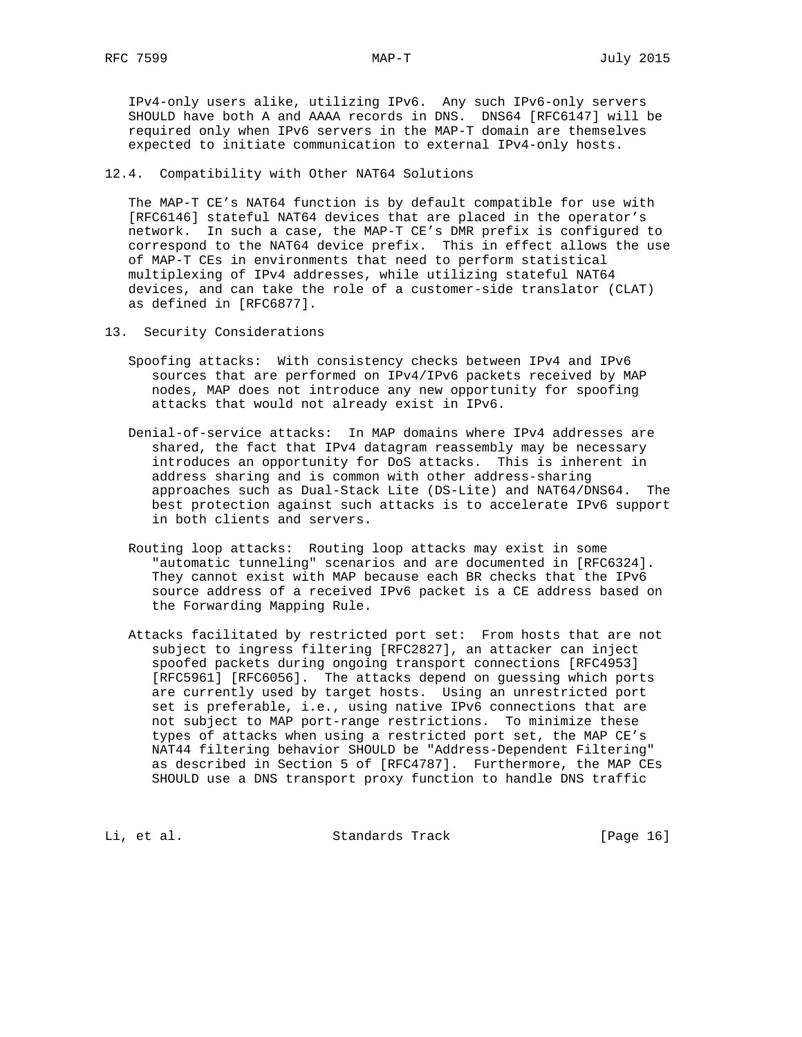IPv4-only users alike, utilizing IPv6. Any such IPv6-only servers SHOULD have both A and AAAA records in DNS. DNS64 [RFC6147] will be required only when IPv6 servers in the MAP-T domain are themselves expected to initiate communication to external IPv4-only hosts.

### 12.4. Compatibility with Other NAT64 Solutions

The MAP-T CE's NAT64 function is by default compatible for use with [RFC6146] stateful NAT64 devices that are placed in the operator's network. In such a case, the MAP-T CE's DMR prefix is configured to correspond to the NAT64 device prefix. This in effect allows the use of MAP-T CEs in environments that need to perform statistical multiplexing of IPv4 addresses, while utilizing stateful NAT64 devices, and can take the role of a customer-side translator (CLAT) as defined in [RFC6877].

## 13. Security Considerations

Spoofing attacks: With consistency checks between IPv4 and IPv6 sources that are performed on IPv4/IPv6 packets received by MAP nodes, MAP does not introduce any new opportunity for spoofing attacks that would not already exist in IPv6.

Denial-of-service attacks: In MAP domains where IPv4 addresses are shared, the fact that IPv4 datagram reassembly may be necessary introduces an opportunity for DoS attacks. This is inherent in address sharing and is common with other address-sharing approaches such as Dual-Stack Lite (DS-Lite) and NAT64/DNS64. The best protection against such attacks is to accelerate IPv6 support in both clients and servers.

Routing loop attacks: Routing loop attacks may exist in some "automatic tunneling" scenarios and are documented in [RFC6324]. They cannot exist with MAP because each BR checks that the IPv6 source address of a received IPv6 packet is a CE address based on the Forwarding Mapping Rule.

Attacks facilitated by restricted port set: From hosts that are not subject to ingress filtering [RFC2827], an attacker can inject spoofed packets during ongoing transport connections [RFC4953] [RFC5961] [RFC6056]. The attacks depend on guessing which ports are currently used by target hosts. Using an unrestricted port set is preferable, i.e., using native IPv6 connections that are not subject to MAP port-range restrictions. To minimize these types of attacks when using a restricted port set, the MAP CE's NAT44 filtering behavior SHOULD be "Address-Dependent Filtering" as described in Section 5 of [RFC4787]. Furthermore, the MAP CEs SHOULD use a DNS transport proxy function to handle DNS traffic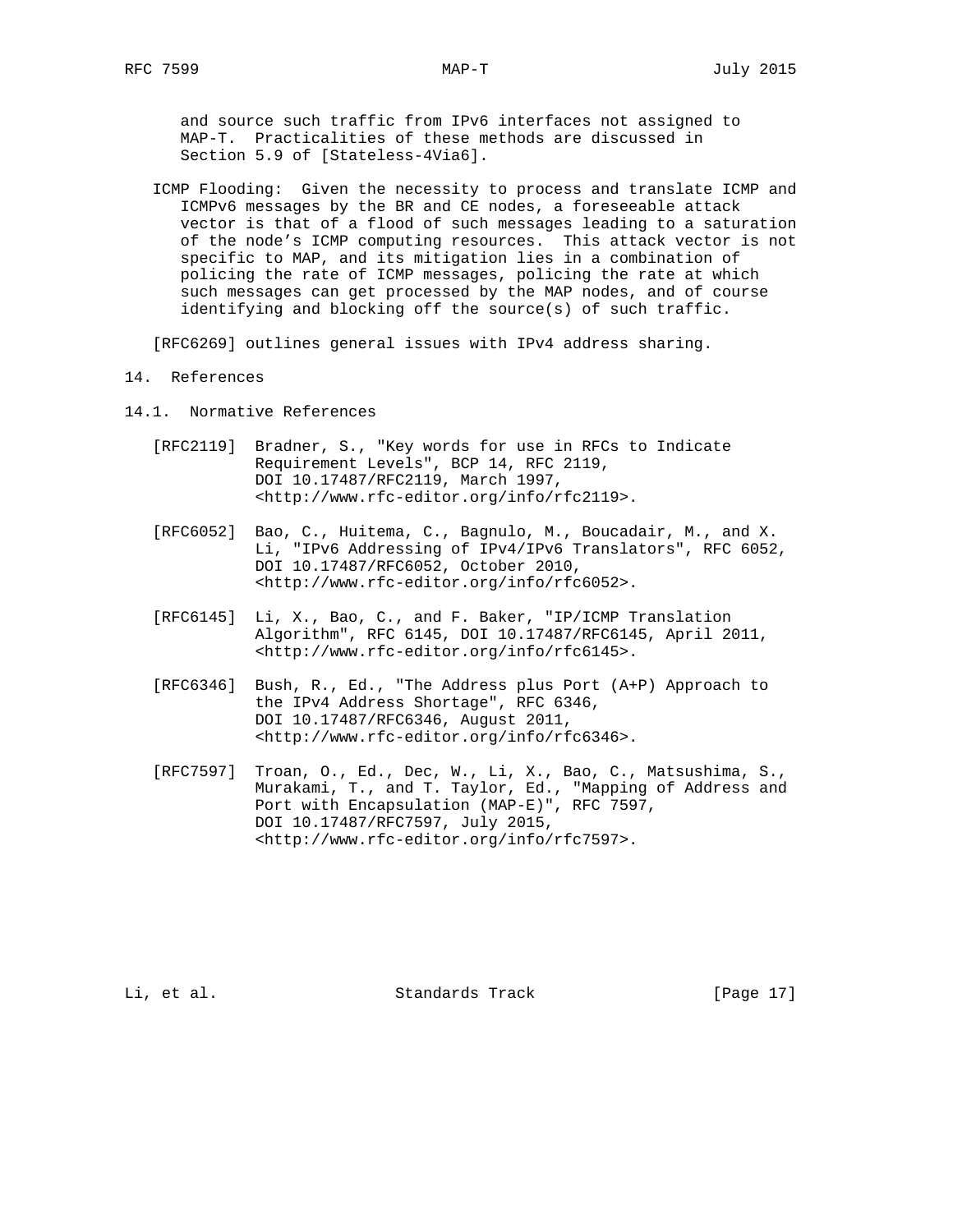and source such traffic from IPv6 interfaces not assigned to MAP-T. Practicalities of these methods are discussed in Section 5.9 of [Stateless-4Via6].

ICMP Flooding: Given the necessity to process and translate ICMP and ICMPv6 messages by the BR and CE nodes, a foreseeable attack vector is that of a flood of such messages leading to a saturation of the node's ICMP computing resources. This attack vector is not specific to MAP, and its mitigation lies in a combination of policing the rate of ICMP messages, policing the rate at which such messages can get processed by the MAP nodes, and of course identifying and blocking off the source(s) of such traffic.

[RFC6269] outlines general issues with IPv4 address sharing.

## 14. References

### 14.1. Normative References

[RFC2119] Bradner, S., "Key words for use in RFCs to Indicate Requirement Levels", BCP 14, RFC 2119, DOI 10.17487/RFC2119, March 1997, <http://www.rfc-editor.org/info/rfc2119>.

[RFC6052] Bao, C., Huitema, C., Bagnulo, M., Boucadair, M., and X. Li, "IPv6 Addressing of IPv4/IPv6 Translators", RFC 6052, DOI 10.17487/RFC6052, October 2010, <http://www.rfc-editor.org/info/rfc6052>.

[RFC6145] Li, X., Bao, C., and F. Baker, "IP/ICMP Translation Algorithm", RFC 6145, DOI 10.17487/RFC6145, April 2011, <http://www.rfc-editor.org/info/rfc6145>.

[RFC6346] Bush, R., Ed., "The Address plus Port (A+P) Approach to the IPv4 Address Shortage", RFC 6346, DOI 10.17487/RFC6346, August 2011, <http://www.rfc-editor.org/info/rfc6346>.

[RFC7597] Troan, O., Ed., Dec, W., Li, X., Bao, C., Matsushima, S., Murakami, T., and T. Taylor, Ed., "Mapping of Address and Port with Encapsulation (MAP-E)", RFC 7597, DOI 10.17487/RFC7597, July 2015, <http://www.rfc-editor.org/info/rfc7597>.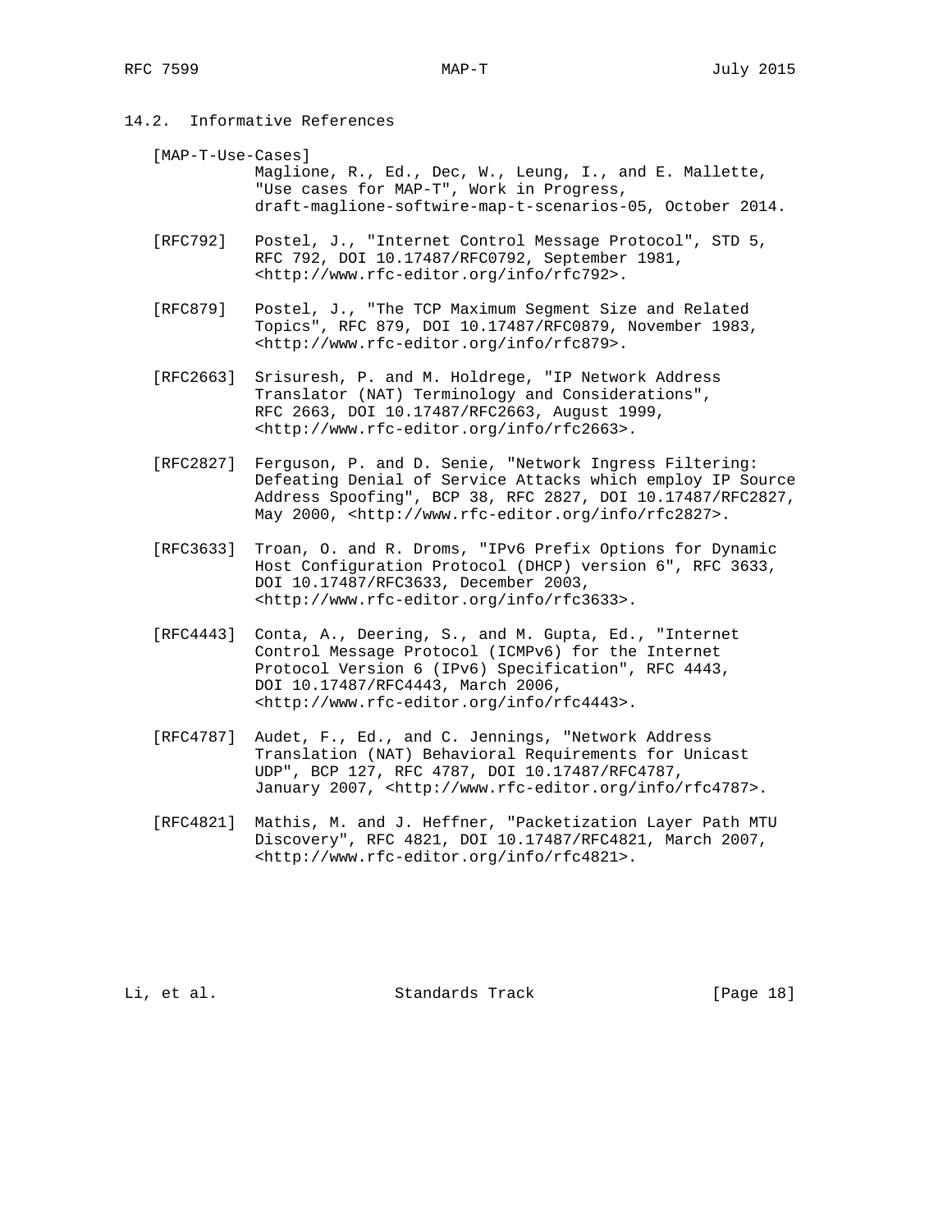## 14.2. Informative References

[MAP-T-Use-Cases]
Maglione, R., Ed., Dec, W., Leung, I., and E. Mallette, "Use cases for MAP-T", Work in Progress, draft-maglione-softwire-map-t-scenarios-05, October 2014.

[RFC792] Postel, J., "Internet Control Message Protocol", STD 5, RFC 792, DOI 10.17487/RFC0792, September 1981, <http://www.rfc-editor.org/info/rfc792>.

[RFC879] Postel, J., "The TCP Maximum Segment Size and Related Topics", RFC 879, DOI 10.17487/RFC0879, November 1983, <http://www.rfc-editor.org/info/rfc879>.

[RFC2663] Srisuresh, P. and M. Holdrege, "IP Network Address Translator (NAT) Terminology and Considerations", RFC 2663, DOI 10.17487/RFC2663, August 1999, <http://www.rfc-editor.org/info/rfc2663>.

[RFC2827] Ferguson, P. and D. Senie, "Network Ingress Filtering: Defeating Denial of Service Attacks which employ IP Source Address Spoofing", BCP 38, RFC 2827, DOI 10.17487/RFC2827, May 2000, <http://www.rfc-editor.org/info/rfc2827>.

[RFC3633] Troan, O. and R. Droms, "IPv6 Prefix Options for Dynamic Host Configuration Protocol (DHCP) version 6", RFC 3633, DOI 10.17487/RFC3633, December 2003, <http://www.rfc-editor.org/info/rfc3633>.

[RFC4443] Conta, A., Deering, S., and M. Gupta, Ed., "Internet Control Message Protocol (ICMPv6) for the Internet Protocol Version 6 (IPv6) Specification", RFC 4443, DOI 10.17487/RFC4443, March 2006, <http://www.rfc-editor.org/info/rfc4443>.

[RFC4787] Audet, F., Ed., and C. Jennings, "Network Address Translation (NAT) Behavioral Requirements for Unicast UDP", BCP 127, RFC 4787, DOI 10.17487/RFC4787, January 2007, <http://www.rfc-editor.org/info/rfc4787>.

[RFC4821] Mathis, M. and J. Heffner, "Packetization Layer Path MTU Discovery", RFC 4821, DOI 10.17487/RFC4821, March 2007, <http://www.rfc-editor.org/info/rfc4821>.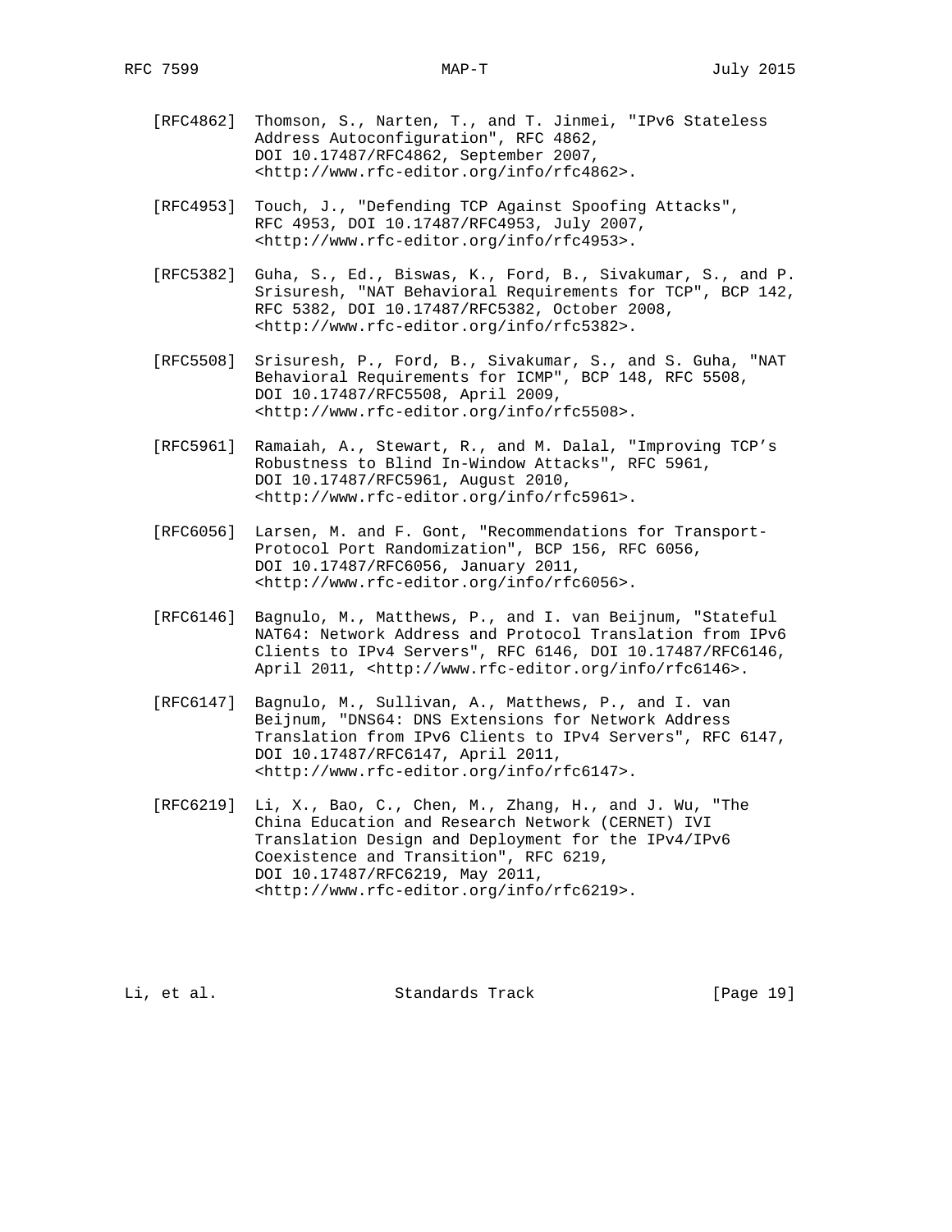[RFC4862] Thomson, S., Narten, T., and T. Jinmei, "IPv6 Stateless Address Autoconfiguration", RFC 4862, DOI 10.17487/RFC4862, September 2007, <http://www.rfc-editor.org/info/rfc4862>.

[RFC4953] Touch, J., "Defending TCP Against Spoofing Attacks", RFC 4953, DOI 10.17487/RFC4953, July 2007, <http://www.rfc-editor.org/info/rfc4953>.

[RFC5382] Guha, S., Ed., Biswas, K., Ford, B., Sivakumar, S., and P. Srisuresh, "NAT Behavioral Requirements for TCP", BCP 142, RFC 5382, DOI 10.17487/RFC5382, October 2008, <http://www.rfc-editor.org/info/rfc5382>.

[RFC5508] Srisuresh, P., Ford, B., Sivakumar, S., and S. Guha, "NAT Behavioral Requirements for ICMP", BCP 148, RFC 5508, DOI 10.17487/RFC5508, April 2009, <http://www.rfc-editor.org/info/rfc5508>.

[RFC5961] Ramaiah, A., Stewart, R., and M. Dalal, "Improving TCP's Robustness to Blind In-Window Attacks", RFC 5961, DOI 10.17487/RFC5961, August 2010, <http://www.rfc-editor.org/info/rfc5961>.

[RFC6056] Larsen, M. and F. Gont, "Recommendations for Transport-Protocol Port Randomization", BCP 156, RFC 6056, DOI 10.17487/RFC6056, January 2011, <http://www.rfc-editor.org/info/rfc6056>.

[RFC6146] Bagnulo, M., Matthews, P., and I. van Beijnum, "Stateful NAT64: Network Address and Protocol Translation from IPv6 Clients to IPv4 Servers", RFC 6146, DOI 10.17487/RFC6146, April 2011, <http://www.rfc-editor.org/info/rfc6146>.

[RFC6147] Bagnulo, M., Sullivan, A., Matthews, P., and I. van Beijnum, "DNS64: DNS Extensions for Network Address Translation from IPv6 Clients to IPv4 Servers", RFC 6147, DOI 10.17487/RFC6147, April 2011, <http://www.rfc-editor.org/info/rfc6147>.

[RFC6219] Li, X., Bao, C., Chen, M., Zhang, H., and J. Wu, "The China Education and Research Network (CERNET) IVI Translation Design and Deployment for the IPv4/IPv6 Coexistence and Transition", RFC 6219, DOI 10.17487/RFC6219, May 2011, <http://www.rfc-editor.org/info/rfc6219>.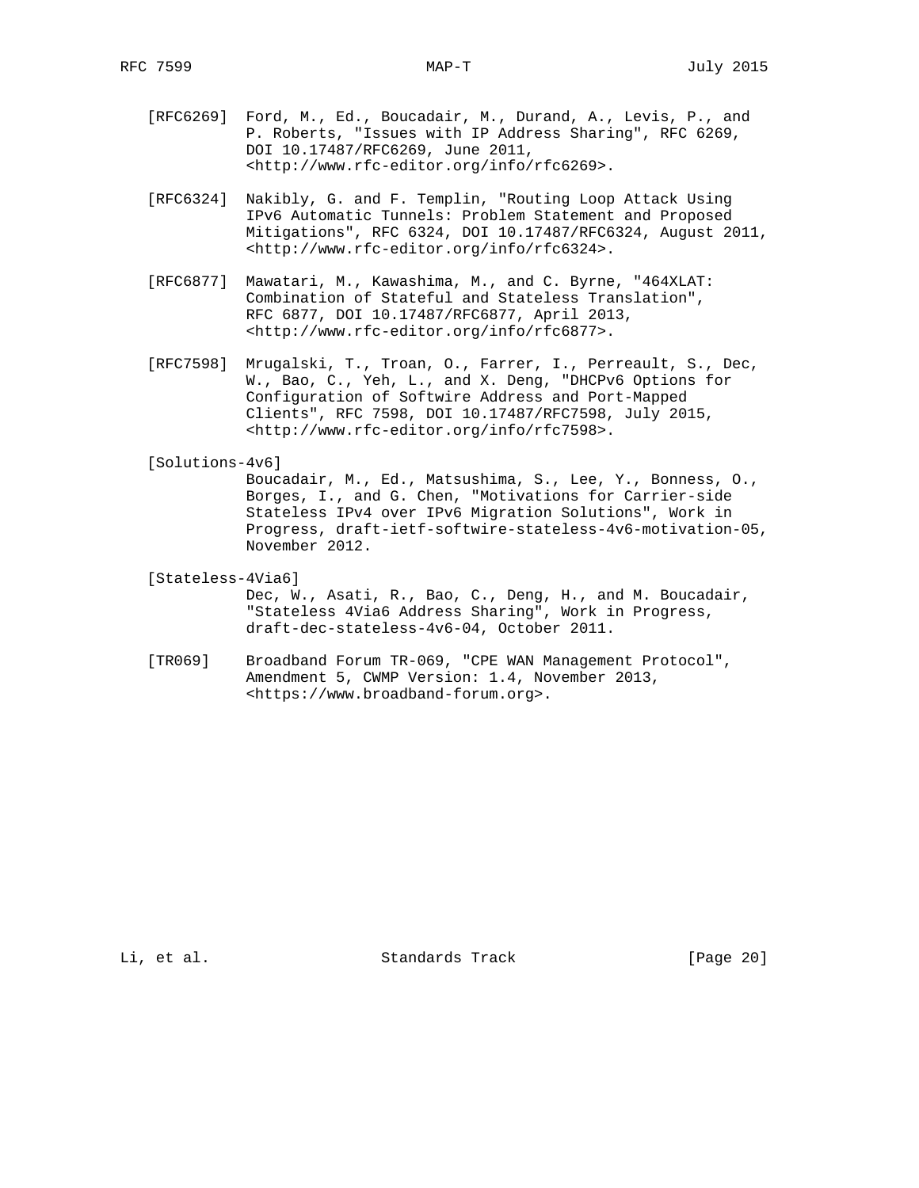[RFC6269] Ford, M., Ed., Boucadair, M., Durand, A., Levis, P., and P. Roberts, "Issues with IP Address Sharing", RFC 6269, DOI 10.17487/RFC6269, June 2011, <http://www.rfc-editor.org/info/rfc6269>.

[RFC6324] Nakibly, G. and F. Templin, "Routing Loop Attack Using IPv6 Automatic Tunnels: Problem Statement and Proposed Mitigations", RFC 6324, DOI 10.17487/RFC6324, August 2011, <http://www.rfc-editor.org/info/rfc6324>.

[RFC6877] Mawatari, M., Kawashima, M., and C. Byrne, "464XLAT: Combination of Stateful and Stateless Translation", RFC 6877, DOI 10.17487/RFC6877, April 2013, <http://www.rfc-editor.org/info/rfc6877>.

[RFC7598] Mrugalski, T., Troan, O., Farrer, I., Perreault, S., Dec, W., Bao, C., Yeh, L., and X. Deng, "DHCPv6 Options for Configuration of Softwire Address and Port-Mapped Clients", RFC 7598, DOI 10.17487/RFC7598, July 2015, <http://www.rfc-editor.org/info/rfc7598>.

[Solutions-4v6]
Boucadair, M., Ed., Matsushima, S., Lee, Y., Bonness, O., Borges, I., and G. Chen, "Motivations for Carrier-side Stateless IPv4 over IPv6 Migration Solutions", Work in Progress, draft-ietf-softwire-stateless-4v6-motivation-05, November 2012.

[Stateless-4Via6]
Dec, W., Asati, R., Bao, C., Deng, H., and M. Boucadair, "Stateless 4Via6 Address Sharing", Work in Progress, draft-dec-stateless-4v6-04, October 2011.

[TR069] Broadband Forum TR-069, "CPE WAN Management Protocol", Amendment 5, CWMP Version: 1.4, November 2013, <https://www.broadband-forum.org>.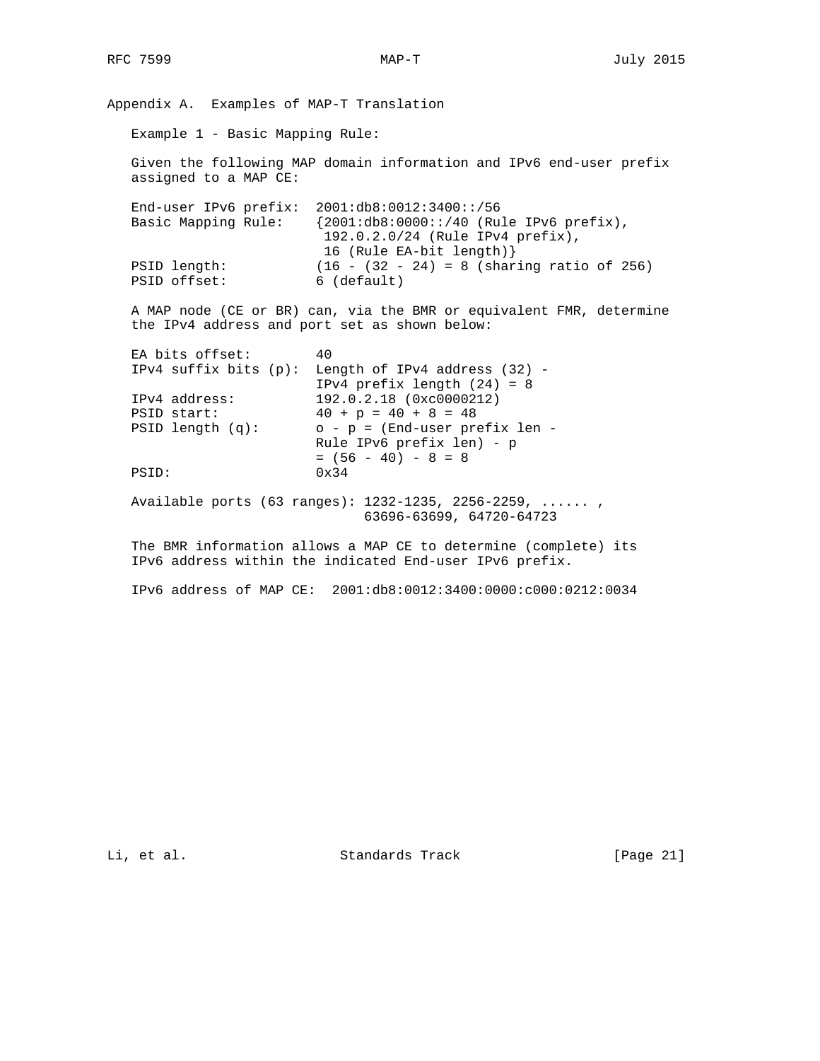## Appendix A. Examples of MAP-T Translation

Example 1 - Basic Mapping Rule:

Given the following MAP domain information and IPv6 end-user prefix assigned to a MAP CE:

```
End-user IPv6 prefix:  2001:db8:0012:3400::/56
Basic Mapping Rule:    {2001:db8:0000::/40 (Rule IPv6 prefix),
                        192.0.2.0/24 (Rule IPv4 prefix),
                        16 (Rule EA-bit length)}
PSID length:           (16 - (32 - 24) = 8 (sharing ratio of 256)
PSID offset:           6 (default)
```

A MAP node (CE or BR) can, via the BMR or equivalent FMR, determine the IPv4 address and port set as shown below:

```
EA bits offset:        40
IPv4 suffix bits (p):  Length of IPv4 address (32) -
                       IPv4 prefix length (24) = 8
IPv4 address:          192.0.2.18 (0xc0000212)
PSID start:            40 + p = 40 + 8 = 48
PSID length (q):       o - p = (End-user prefix len -
                       Rule IPv6 prefix len) - p
                       = (56 - 40) - 8 = 8
PSID:                  0x34

Available ports (63 ranges): 1232-1235, 2256-2259, ...... ,
                             63696-63699, 64720-64723
```

The BMR information allows a MAP CE to determine (complete) its IPv6 address within the indicated End-user IPv6 prefix.

```
IPv6 address of MAP CE:  2001:db8:0012:3400:0000:c000:0212:0034
```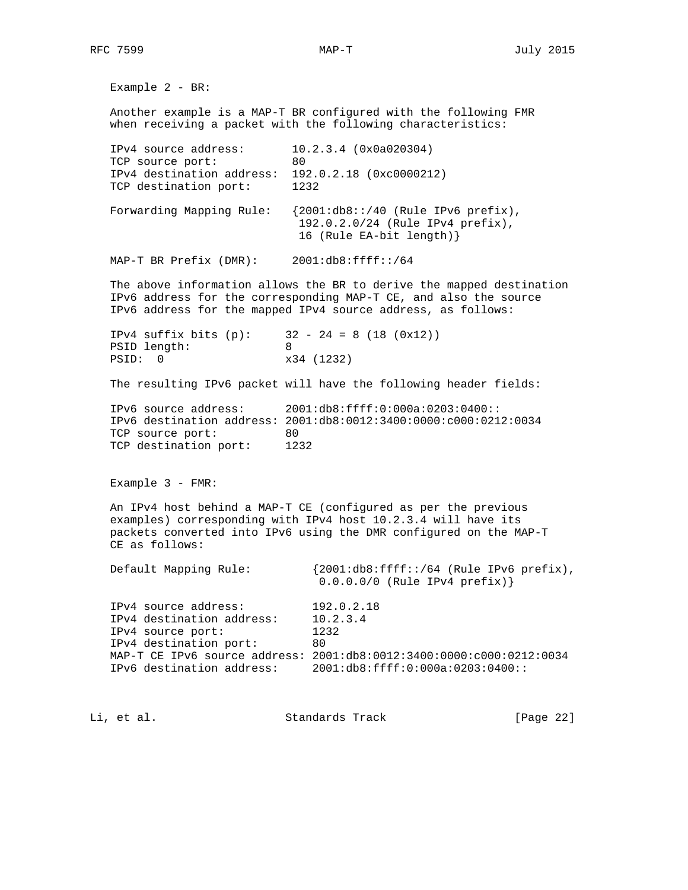Example 2 - BR:

Another example is a MAP-T BR configured with the following FMR when receiving a packet with the following characteristics:

```
IPv4 source address:       10.2.3.4 (0x0a020304)
TCP source port:           80
IPv4 destination address:  192.0.2.18 (0xc0000212)
TCP destination port:      1232

Forwarding Mapping Rule:   {2001:db8::/40 (Rule IPv6 prefix),
                            192.0.2.0/24 (Rule IPv4 prefix),
                            16 (Rule EA-bit length)}

MAP-T BR Prefix (DMR):     2001:db8:ffff::/64
```

The above information allows the BR to derive the mapped destination IPv6 address for the corresponding MAP-T CE, and also the source IPv6 address for the mapped IPv4 source address, as follows:

```
IPv4 suffix bits (p):     32 - 24 = 8 (18 (0x12))
PSID length:              8
PSID:  0                  x34 (1232)
```

The resulting IPv6 packet will have the following header fields:

```
IPv6 source address:      2001:db8:ffff:0:000a:0203:0400::
IPv6 destination address: 2001:db8:0012:3400:0000:c000:0212:0034
TCP source port:          80
TCP destination port:     1232
```

Example 3 - FMR:

An IPv4 host behind a MAP-T CE (configured as per the previous examples) corresponding with IPv4 host 10.2.3.4 will have its packets converted into IPv6 using the DMR configured on the MAP-T CE as follows:

```
Default Mapping Rule:          {2001:db8:ffff::/64 (Rule IPv6 prefix),
                                0.0.0.0/0 (Rule IPv4 prefix)}

IPv4 source address:           192.0.2.18
IPv4 destination address:      10.2.3.4
IPv4 source port:              1232
IPv4 destination port:         80
MAP-T CE IPv6 source address: 2001:db8:0012:3400:0000:c000:0212:0034
IPv6 destination address:      2001:db8:ffff:0:000a:0203:0400::
```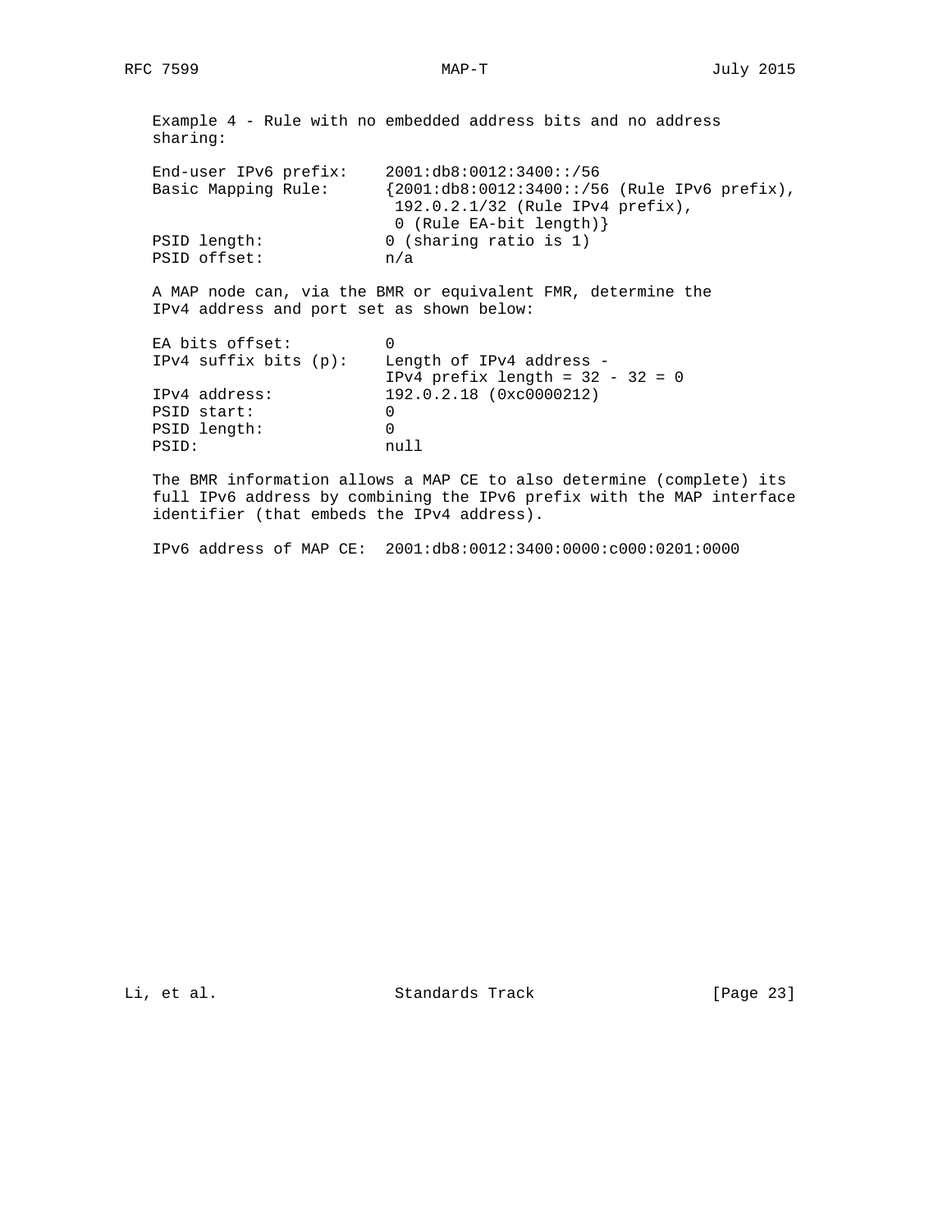Example 4 - Rule with no embedded address bits and no address sharing:

```
End-user IPv6 prefix:    2001:db8:0012:3400::/56
Basic Mapping Rule:      {2001:db8:0012:3400::/56 (Rule IPv6 prefix),
                          192.0.2.1/32 (Rule IPv4 prefix),
                          0 (Rule EA-bit length)}
PSID length:             0 (sharing ratio is 1)
PSID offset:             n/a
```

A MAP node can, via the BMR or equivalent FMR, determine the IPv4 address and port set as shown below:

```
EA bits offset:          0
IPv4 suffix bits (p):    Length of IPv4 address -
                         IPv4 prefix length = 32 - 32 = 0
IPv4 address:            192.0.2.18 (0xc0000212)
PSID start:              0
PSID length:             0
PSID:                    null
```

The BMR information allows a MAP CE to also determine (complete) its full IPv6 address by combining the IPv6 prefix with the MAP interface identifier (that embeds the IPv4 address).

```
IPv6 address of MAP CE:  2001:db8:0012:3400:0000:c000:0201:0000
```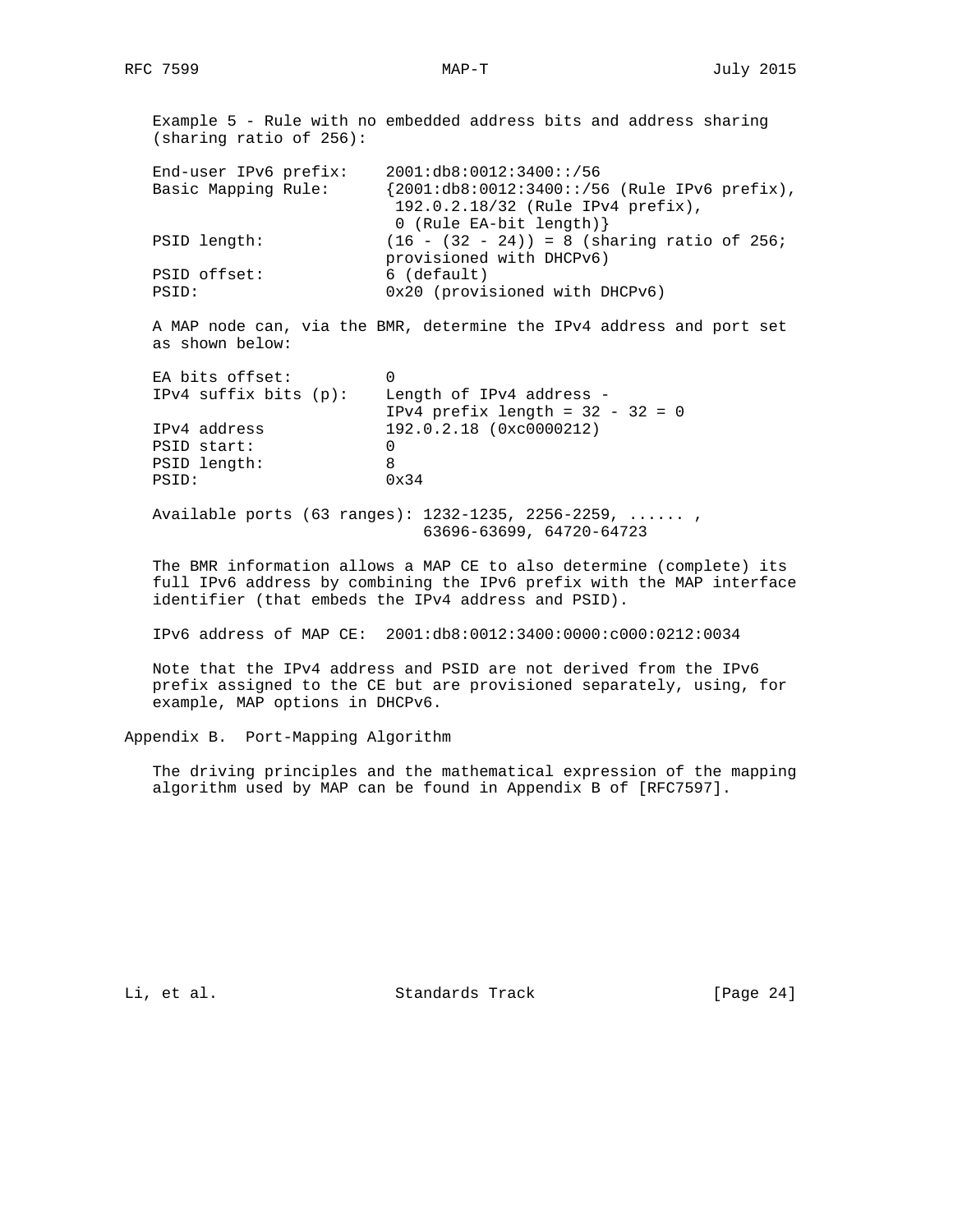Example 5 - Rule with no embedded address bits and address sharing (sharing ratio of 256):

```
End-user IPv6 prefix:    2001:db8:0012:3400::/56
Basic Mapping Rule:      {2001:db8:0012:3400::/56 (Rule IPv6 prefix),
                          192.0.2.18/32 (Rule IPv4 prefix),
                          0 (Rule EA-bit length)}
PSID length:             (16 - (32 - 24)) = 8 (sharing ratio of 256;
                         provisioned with DHCPv6)
PSID offset:             6 (default)
PSID:                    0x20 (provisioned with DHCPv6)
```

A MAP node can, via the BMR, determine the IPv4 address and port set as shown below:

```
EA bits offset:          0
IPv4 suffix bits (p):    Length of IPv4 address -
                         IPv4 prefix length = 32 - 32 = 0
IPv4 address             192.0.2.18 (0xc0000212)
PSID start:              0
PSID length:             8
PSID:                    0x34

Available ports (63 ranges): 1232-1235, 2256-2259, ...... ,
                             63696-63699, 64720-64723
```

The BMR information allows a MAP CE to also determine (complete) its full IPv6 address by combining the IPv6 prefix with the MAP interface identifier (that embeds the IPv4 address and PSID).

```
IPv6 address of MAP CE:  2001:db8:0012:3400:0000:c000:0212:0034
```

Note that the IPv4 address and PSID are not derived from the IPv6 prefix assigned to the CE but are provisioned separately, using, for example, MAP options in DHCPv6.

## Appendix B. Port-Mapping Algorithm

The driving principles and the mathematical expression of the mapping algorithm used by MAP can be found in Appendix B of [RFC7597].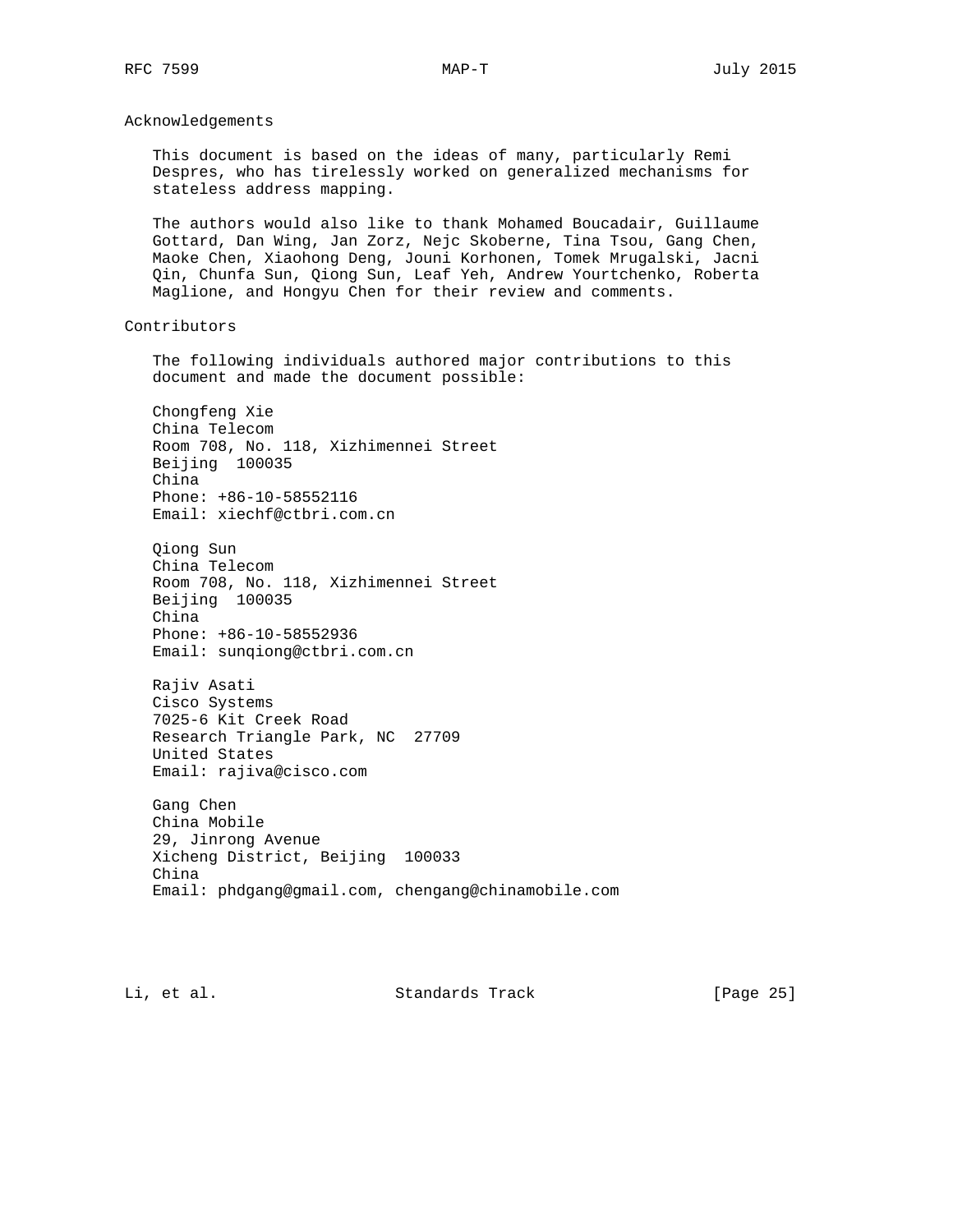## Acknowledgements

This document is based on the ideas of many, particularly Remi Despres, who has tirelessly worked on generalized mechanisms for stateless address mapping.

The authors would also like to thank Mohamed Boucadair, Guillaume Gottard, Dan Wing, Jan Zorz, Nejc Skoberne, Tina Tsou, Gang Chen, Maoke Chen, Xiaohong Deng, Jouni Korhonen, Tomek Mrugalski, Jacni Qin, Chunfa Sun, Qiong Sun, Leaf Yeh, Andrew Yourtchenko, Roberta Maglione, and Hongyu Chen for their review and comments.

## Contributors

The following individuals authored major contributions to this document and made the document possible:

Chongfeng Xie
China Telecom
Room 708, No. 118, Xizhimennei Street
Beijing  100035
China
Phone: +86-10-58552116
Email: xiechf@ctbri.com.cn

Qiong Sun
China Telecom
Room 708, No. 118, Xizhimennei Street
Beijing  100035
China
Phone: +86-10-58552936
Email: sunqiong@ctbri.com.cn

Rajiv Asati
Cisco Systems
7025-6 Kit Creek Road
Research Triangle Park, NC  27709
United States
Email: rajiva@cisco.com

Gang Chen
China Mobile
29, Jinrong Avenue
Xicheng District, Beijing  100033
China
Email: phdgang@gmail.com, chengang@chinamobile.com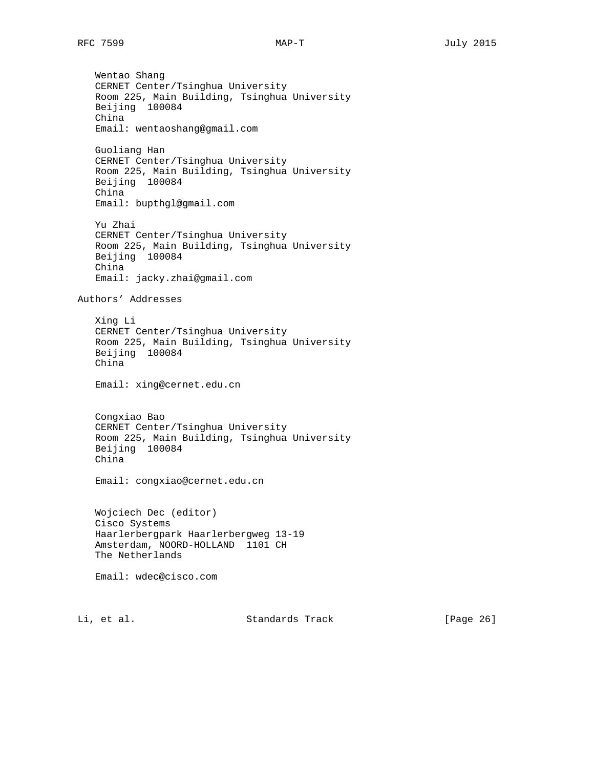Wentao Shang
CERNET Center/Tsinghua University
Room 225, Main Building, Tsinghua University
Beijing  100084
China
Email: wentaoshang@gmail.com

Guoliang Han
CERNET Center/Tsinghua University
Room 225, Main Building, Tsinghua University
Beijing  100084
China
Email: bupthgl@gmail.com

Yu Zhai
CERNET Center/Tsinghua University
Room 225, Main Building, Tsinghua University
Beijing  100084
China
Email: jacky.zhai@gmail.com

## Authors' Addresses

Xing Li
CERNET Center/Tsinghua University
Room 225, Main Building, Tsinghua University
Beijing  100084
China

Email: xing@cernet.edu.cn

Congxiao Bao
CERNET Center/Tsinghua University
Room 225, Main Building, Tsinghua University
Beijing  100084
China

Email: congxiao@cernet.edu.cn

Wojciech Dec (editor)
Cisco Systems
Haarlerbergpark Haarlerbergweg 13-19
Amsterdam, NOORD-HOLLAND  1101 CH
The Netherlands

Email: wdec@cisco.com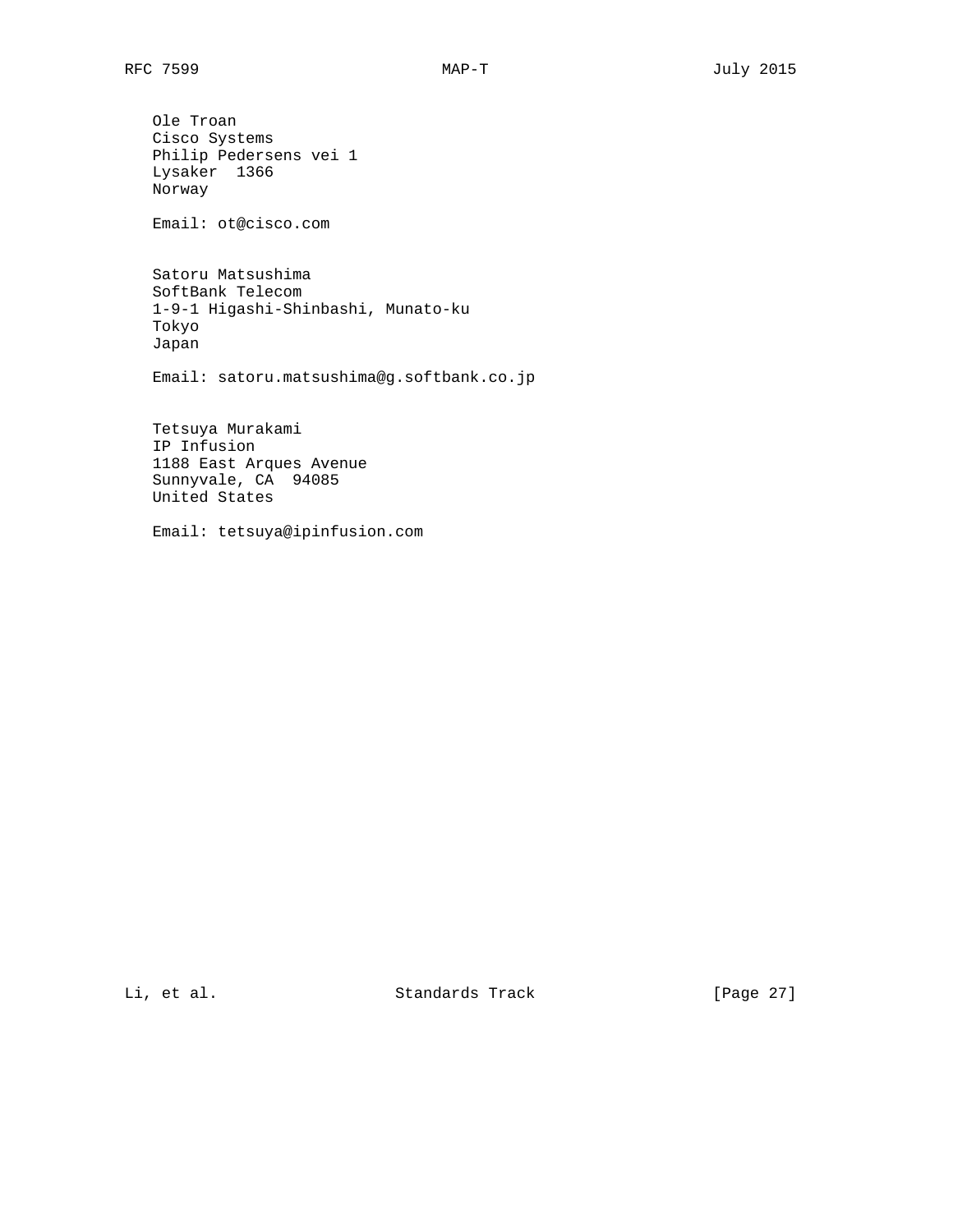Ole Troan
Cisco Systems
Philip Pedersens vei 1
Lysaker  1366
Norway

Email: ot@cisco.com

Satoru Matsushima
SoftBank Telecom
1-9-1 Higashi-Shinbashi, Munato-ku
Tokyo
Japan

Email: satoru.matsushima@g.softbank.co.jp

Tetsuya Murakami
IP Infusion
1188 East Arques Avenue
Sunnyvale, CA  94085
United States

Email: tetsuya@ipinfusion.com